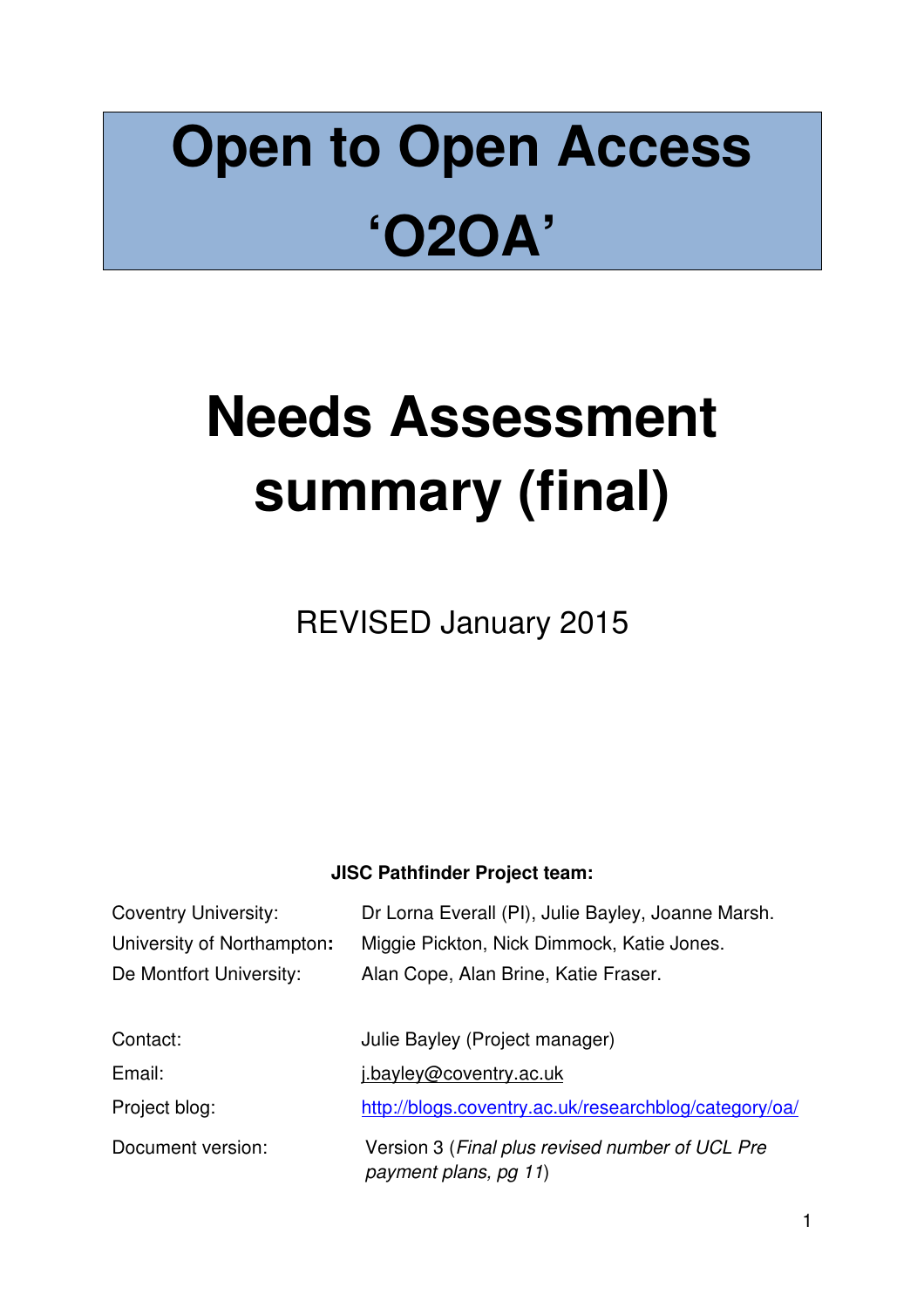# Open to Open Access 'O2OA'

# Needs Assessment summary (final)

REVISED January 2015

**JISC Pathfinder Project team:**

| | |
|---|---|
| Coventry University: | Dr Lorna Everall (PI), Julie Bayley, Joanne Marsh. |
| University of Northampton**:** | Miggie Pickton, Nick Dimmock, Katie Jones. |
| De Montfort University: | Alan Cope, Alan Brine, Katie Fraser. |

| | |
|---|---|
| Contact: | Julie Bayley (Project manager) |
| Email: | j.bayley@coventry.ac.uk |
| Project blog: | http://blogs.coventry.ac.uk/researchblog/category/oa/ |
| Document version: | Version 3 (*Final plus revised number of UCL Pre payment plans, pg 11*) |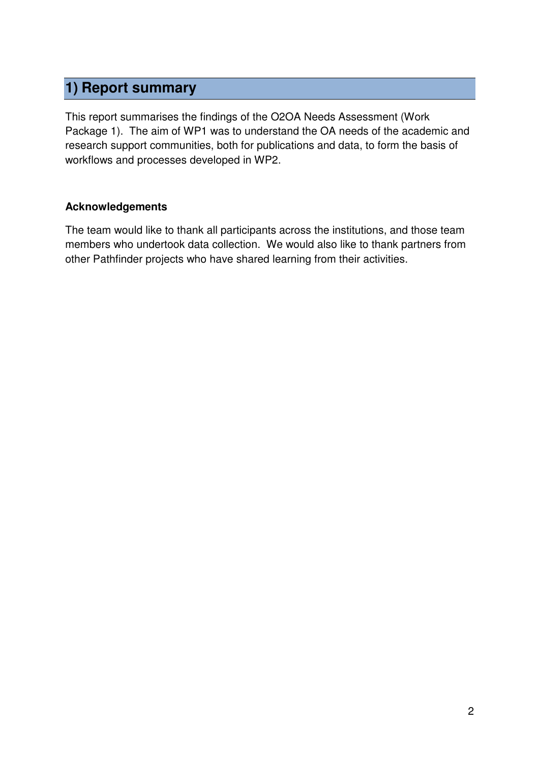# 1) Report summary

This report summarises the findings of the O2OA Needs Assessment (Work Package 1). The aim of WP1 was to understand the OA needs of the academic and research support communities, both for publications and data, to form the basis of workflows and processes developed in WP2.

**Acknowledgements**

The team would like to thank all participants across the institutions, and those team members who undertook data collection. We would also like to thank partners from other Pathfinder projects who have shared learning from their activities.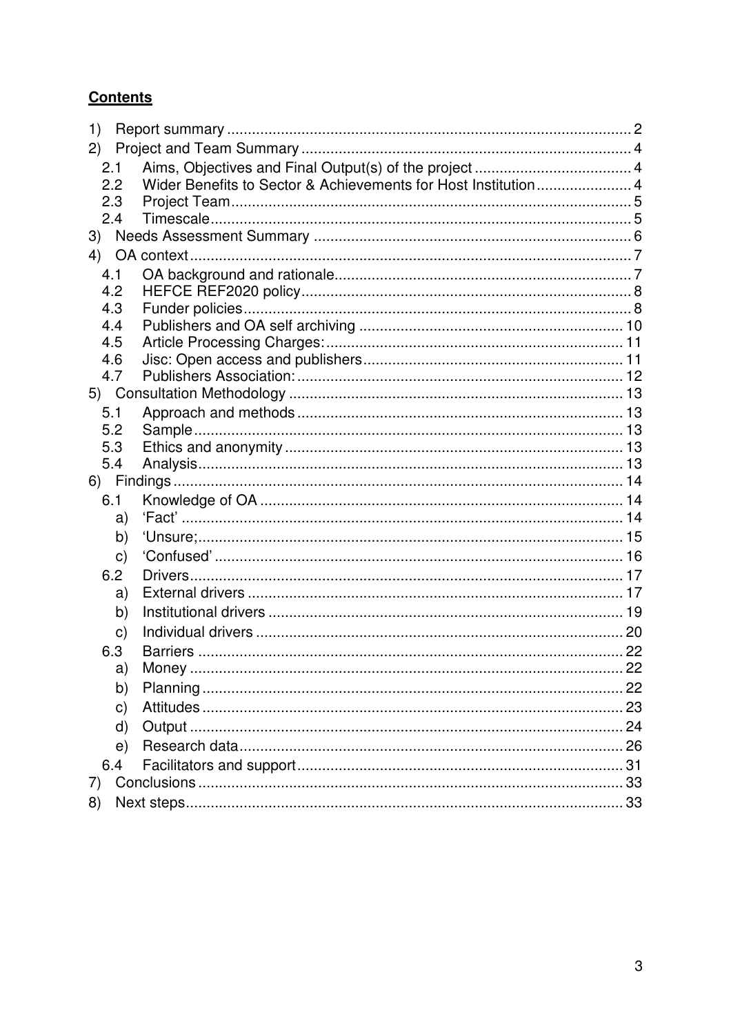**Contents**

1) Report summary ........ 2
2) Project and Team Summary ........ 4
   - 2.1 Aims, Objectives and Final Output(s) of the project ........ 4
   - 2.2 Wider Benefits to Sector & Achievements for Host Institution ........ 4
   - 2.3 Project Team ........ 5
   - 2.4 Timescale ........ 5
3) Needs Assessment Summary ........ 6
4) OA context ........ 7
   - 4.1 OA background and rationale ........ 7
   - 4.2 HEFCE REF2020 policy ........ 8
   - 4.3 Funder policies ........ 8
   - 4.4 Publishers and OA self archiving ........ 10
   - 4.5 Article Processing Charges: ........ 11
   - 4.6 Jisc: Open access and publishers ........ 11
   - 4.7 Publishers Association: ........ 12
5) Consultation Methodology ........ 13
   - 5.1 Approach and methods ........ 13
   - 5.2 Sample ........ 13
   - 5.3 Ethics and anonymity ........ 13
   - 5.4 Analysis ........ 13
6) Findings ........ 14
   - 6.1 Knowledge of OA ........ 14
     - a) 'Fact' ........ 14
     - b) 'Unsure; ........ 15
     - c) 'Confused' ........ 16
   - 6.2 Drivers ........ 17
     - a) External drivers ........ 17
     - b) Institutional drivers ........ 19
     - c) Individual drivers ........ 20
   - 6.3 Barriers ........ 22
     - a) Money ........ 22
     - b) Planning ........ 22
     - c) Attitudes ........ 23
     - d) Output ........ 24
     - e) Research data ........ 26
   - 6.4 Facilitators and support ........ 31
7) Conclusions ........ 33
8) Next steps ........ 33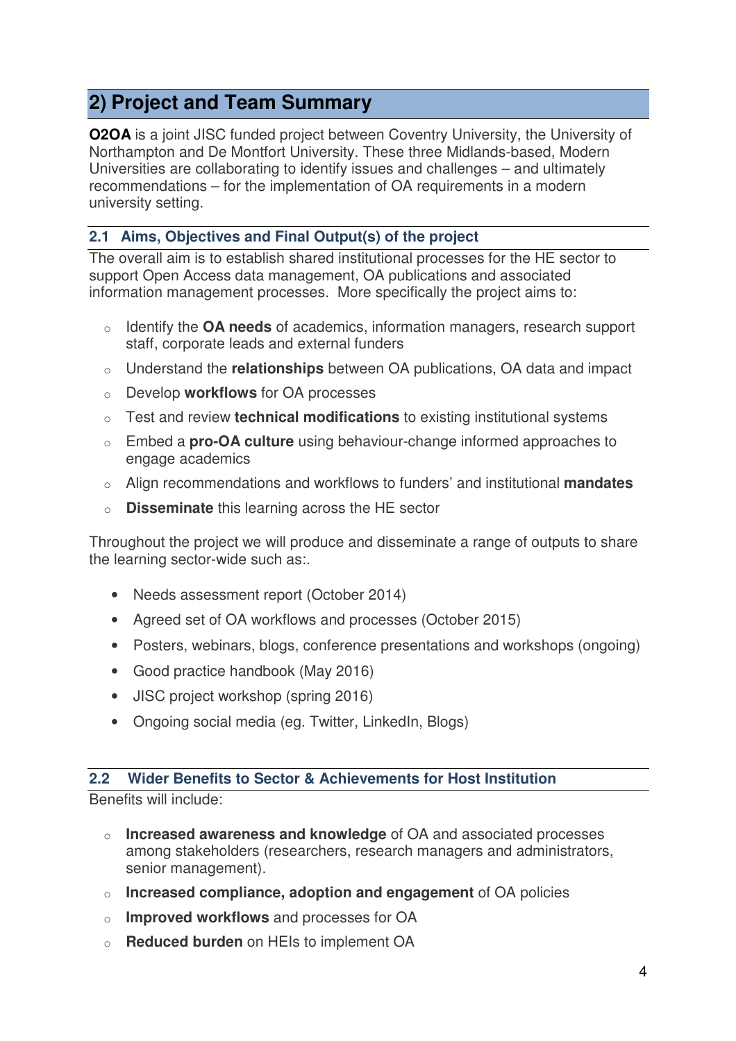## 2) Project and Team Summary

**O2OA** is a joint JISC funded project between Coventry University, the University of Northampton and De Montfort University. These three Midlands-based, Modern Universities are collaborating to identify issues and challenges – and ultimately recommendations – for the implementation of OA requirements in a modern university setting.

### 2.1 Aims, Objectives and Final Output(s) of the project

The overall aim is to establish shared institutional processes for the HE sector to support Open Access data management, OA publications and associated information management processes. More specifically the project aims to:

- Identify the **OA needs** of academics, information managers, research support staff, corporate leads and external funders
- Understand the **relationships** between OA publications, OA data and impact
- Develop **workflows** for OA processes
- Test and review **technical modifications** to existing institutional systems
- Embed a **pro-OA culture** using behaviour-change informed approaches to engage academics
- Align recommendations and workflows to funders' and institutional **mandates**
- **Disseminate** this learning across the HE sector

Throughout the project we will produce and disseminate a range of outputs to share the learning sector-wide such as:.

- Needs assessment report (October 2014)
- Agreed set of OA workflows and processes (October 2015)
- Posters, webinars, blogs, conference presentations and workshops (ongoing)
- Good practice handbook (May 2016)
- JISC project workshop (spring 2016)
- Ongoing social media (eg. Twitter, LinkedIn, Blogs)

### 2.2 Wider Benefits to Sector & Achievements for Host Institution

Benefits will include:

- **Increased awareness and knowledge** of OA and associated processes among stakeholders (researchers, research managers and administrators, senior management).
- **Increased compliance, adoption and engagement** of OA policies
- **Improved workflows** and processes for OA
- **Reduced burden** on HEIs to implement OA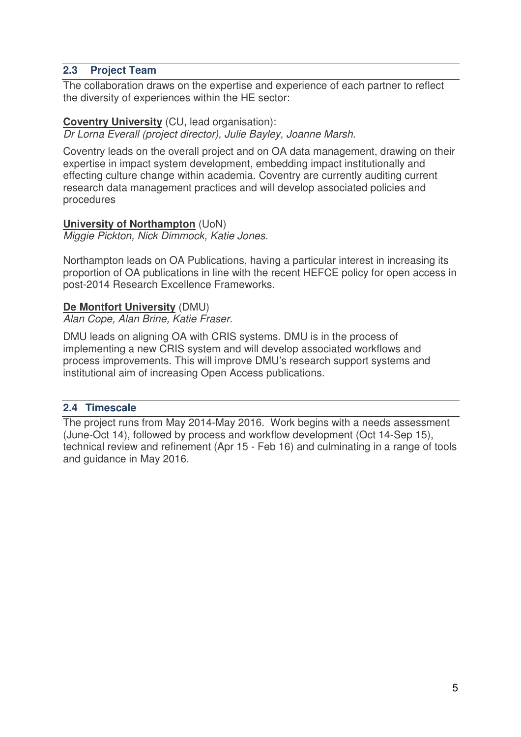## 2.3 Project Team

The collaboration draws on the expertise and experience of each partner to reflect the diversity of experiences within the HE sector:

**Coventry University** (CU, lead organisation):
*Dr Lorna Everall (project director), Julie Bayley, Joanne Marsh.*

Coventry leads on the overall project and on OA data management, drawing on their expertise in impact system development, embedding impact institutionally and effecting culture change within academia. Coventry are currently auditing current research data management practices and will develop associated policies and procedures

**University of Northampton** (UoN)
*Miggie Pickton, Nick Dimmock, Katie Jones.*

Northampton leads on OA Publications, having a particular interest in increasing its proportion of OA publications in line with the recent HEFCE policy for open access in post-2014 Research Excellence Frameworks.

**De Montfort University** (DMU)
*Alan Cope, Alan Brine, Katie Fraser.*

DMU leads on aligning OA with CRIS systems. DMU is in the process of implementing a new CRIS system and will develop associated workflows and process improvements. This will improve DMU's research support systems and institutional aim of increasing Open Access publications.

## 2.4 Timescale

The project runs from May 2014-May 2016. Work begins with a needs assessment (June-Oct 14), followed by process and workflow development (Oct 14-Sep 15), technical review and refinement (Apr 15 - Feb 16) and culminating in a range of tools and guidance in May 2016.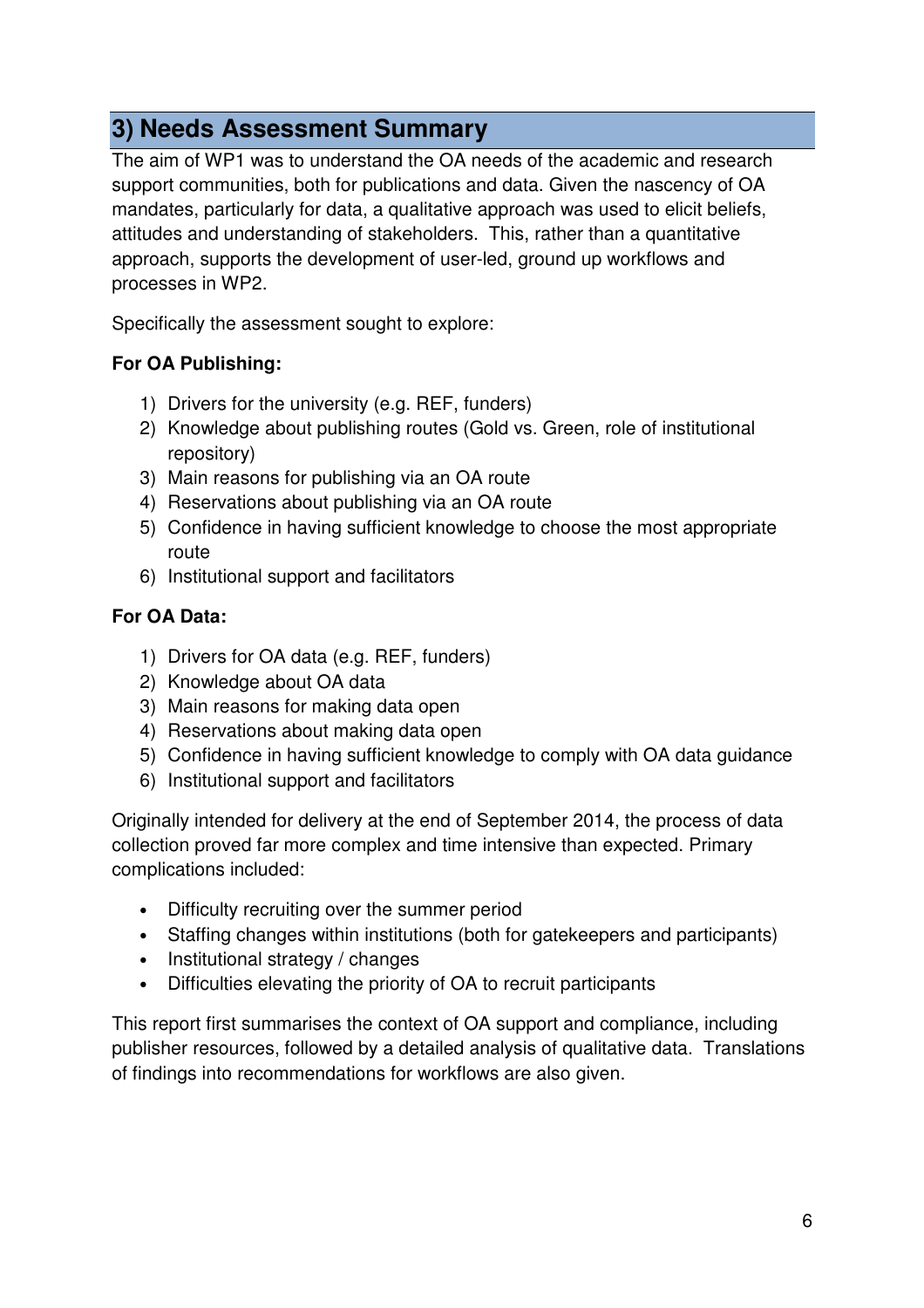## 3) Needs Assessment Summary

The aim of WP1 was to understand the OA needs of the academic and research support communities, both for publications and data. Given the nascency of OA mandates, particularly for data, a qualitative approach was used to elicit beliefs, attitudes and understanding of stakeholders. This, rather than a quantitative approach, supports the development of user-led, ground up workflows and processes in WP2.

Specifically the assessment sought to explore:

**For OA Publishing:**

1) Drivers for the university (e.g. REF, funders)
2) Knowledge about publishing routes (Gold vs. Green, role of institutional repository)
3) Main reasons for publishing via an OA route
4) Reservations about publishing via an OA route
5) Confidence in having sufficient knowledge to choose the most appropriate route
6) Institutional support and facilitators

**For OA Data:**

1) Drivers for OA data (e.g. REF, funders)
2) Knowledge about OA data
3) Main reasons for making data open
4) Reservations about making data open
5) Confidence in having sufficient knowledge to comply with OA data guidance
6) Institutional support and facilitators

Originally intended for delivery at the end of September 2014, the process of data collection proved far more complex and time intensive than expected. Primary complications included:

- Difficulty recruiting over the summer period
- Staffing changes within institutions (both for gatekeepers and participants)
- Institutional strategy / changes
- Difficulties elevating the priority of OA to recruit participants

This report first summarises the context of OA support and compliance, including publisher resources, followed by a detailed analysis of qualitative data. Translations of findings into recommendations for workflows are also given.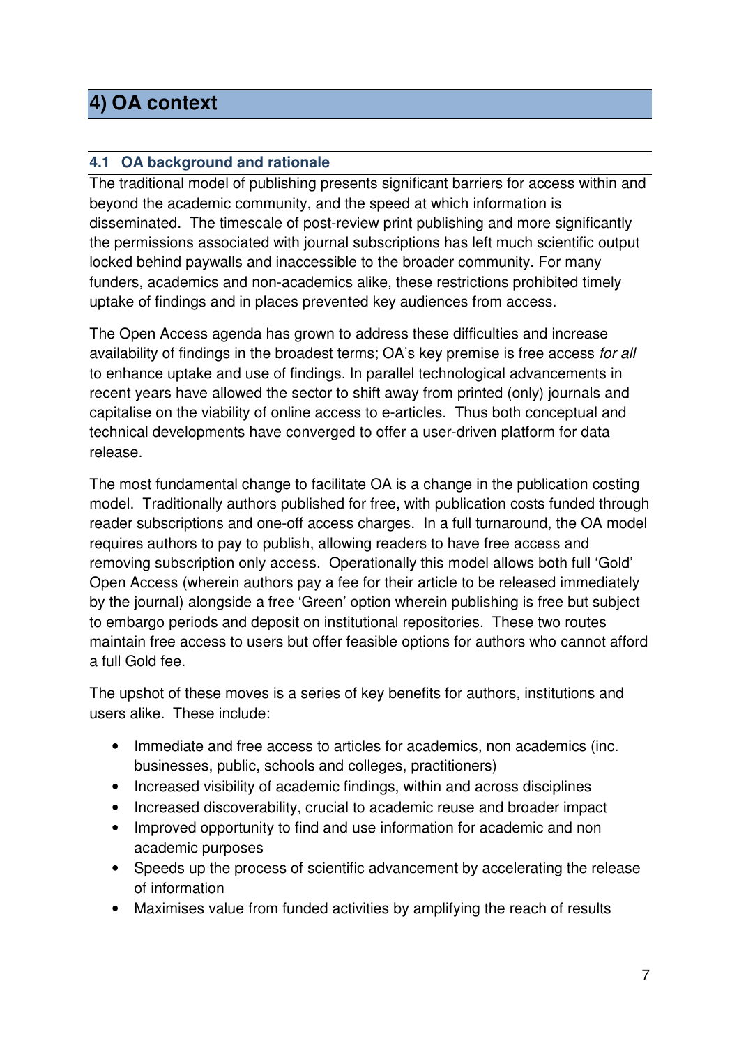# 4) OA context

## 4.1 OA background and rationale

The traditional model of publishing presents significant barriers for access within and beyond the academic community, and the speed at which information is disseminated. The timescale of post-review print publishing and more significantly the permissions associated with journal subscriptions has left much scientific output locked behind paywalls and inaccessible to the broader community. For many funders, academics and non-academics alike, these restrictions prohibited timely uptake of findings and in places prevented key audiences from access.

The Open Access agenda has grown to address these difficulties and increase availability of findings in the broadest terms; OA's key premise is free access *for all* to enhance uptake and use of findings. In parallel technological advancements in recent years have allowed the sector to shift away from printed (only) journals and capitalise on the viability of online access to e-articles. Thus both conceptual and technical developments have converged to offer a user-driven platform for data release.

The most fundamental change to facilitate OA is a change in the publication costing model. Traditionally authors published for free, with publication costs funded through reader subscriptions and one-off access charges. In a full turnaround, the OA model requires authors to pay to publish, allowing readers to have free access and removing subscription only access. Operationally this model allows both full 'Gold' Open Access (wherein authors pay a fee for their article to be released immediately by the journal) alongside a free 'Green' option wherein publishing is free but subject to embargo periods and deposit on institutional repositories. These two routes maintain free access to users but offer feasible options for authors who cannot afford a full Gold fee.

The upshot of these moves is a series of key benefits for authors, institutions and users alike. These include:

- Immediate and free access to articles for academics, non academics (inc. businesses, public, schools and colleges, practitioners)
- Increased visibility of academic findings, within and across disciplines
- Increased discoverability, crucial to academic reuse and broader impact
- Improved opportunity to find and use information for academic and non academic purposes
- Speeds up the process of scientific advancement by accelerating the release of information
- Maximises value from funded activities by amplifying the reach of results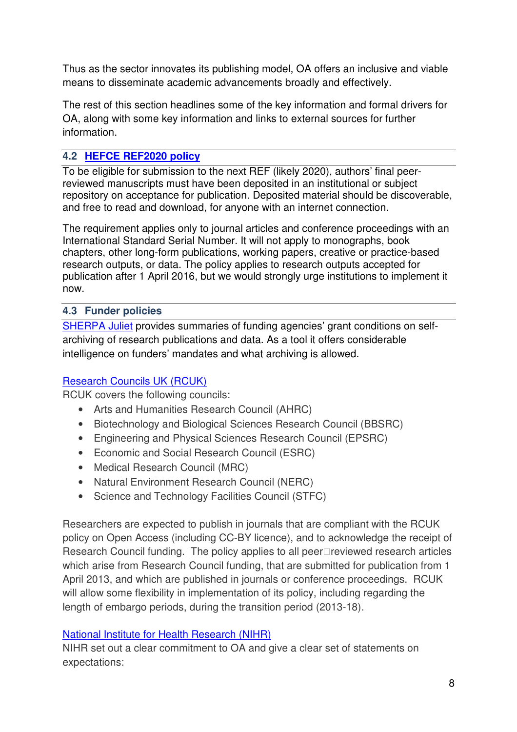Thus as the sector innovates its publishing model, OA offers an inclusive and viable means to disseminate academic advancements broadly and effectively.

The rest of this section headlines some of the key information and formal drivers for OA, along with some key information and links to external sources for further information.

## 4.2 HEFCE REF2020 policy

To be eligible for submission to the next REF (likely 2020), authors' final peer-reviewed manuscripts must have been deposited in an institutional or subject repository on acceptance for publication. Deposited material should be discoverable, and free to read and download, for anyone with an internet connection.

The requirement applies only to journal articles and conference proceedings with an International Standard Serial Number. It will not apply to monographs, book chapters, other long-form publications, working papers, creative or practice-based research outputs, or data. The policy applies to research outputs accepted for publication after 1 April 2016, but we would strongly urge institutions to implement it now.

## 4.3 Funder policies

SHERPA Juliet provides summaries of funding agencies' grant conditions on self-archiving of research publications and data. As a tool it offers considerable intelligence on funders' mandates and what archiving is allowed.

Research Councils UK (RCUK)

RCUK covers the following councils:

- Arts and Humanities Research Council (AHRC)
- Biotechnology and Biological Sciences Research Council (BBSRC)
- Engineering and Physical Sciences Research Council (EPSRC)
- Economic and Social Research Council (ESRC)
- Medical Research Council (MRC)
- Natural Environment Research Council (NERC)
- Science and Technology Facilities Council (STFC)

Researchers are expected to publish in journals that are compliant with the RCUK policy on Open Access (including CC-BY licence), and to acknowledge the receipt of Research Council funding. The policy applies to all peer-reviewed research articles which arise from Research Council funding, that are submitted for publication from 1 April 2013, and which are published in journals or conference proceedings. RCUK will allow some flexibility in implementation of its policy, including regarding the length of embargo periods, during the transition period (2013-18).

National Institute for Health Research (NIHR)

NIHR set out a clear commitment to OA and give a clear set of statements on expectations: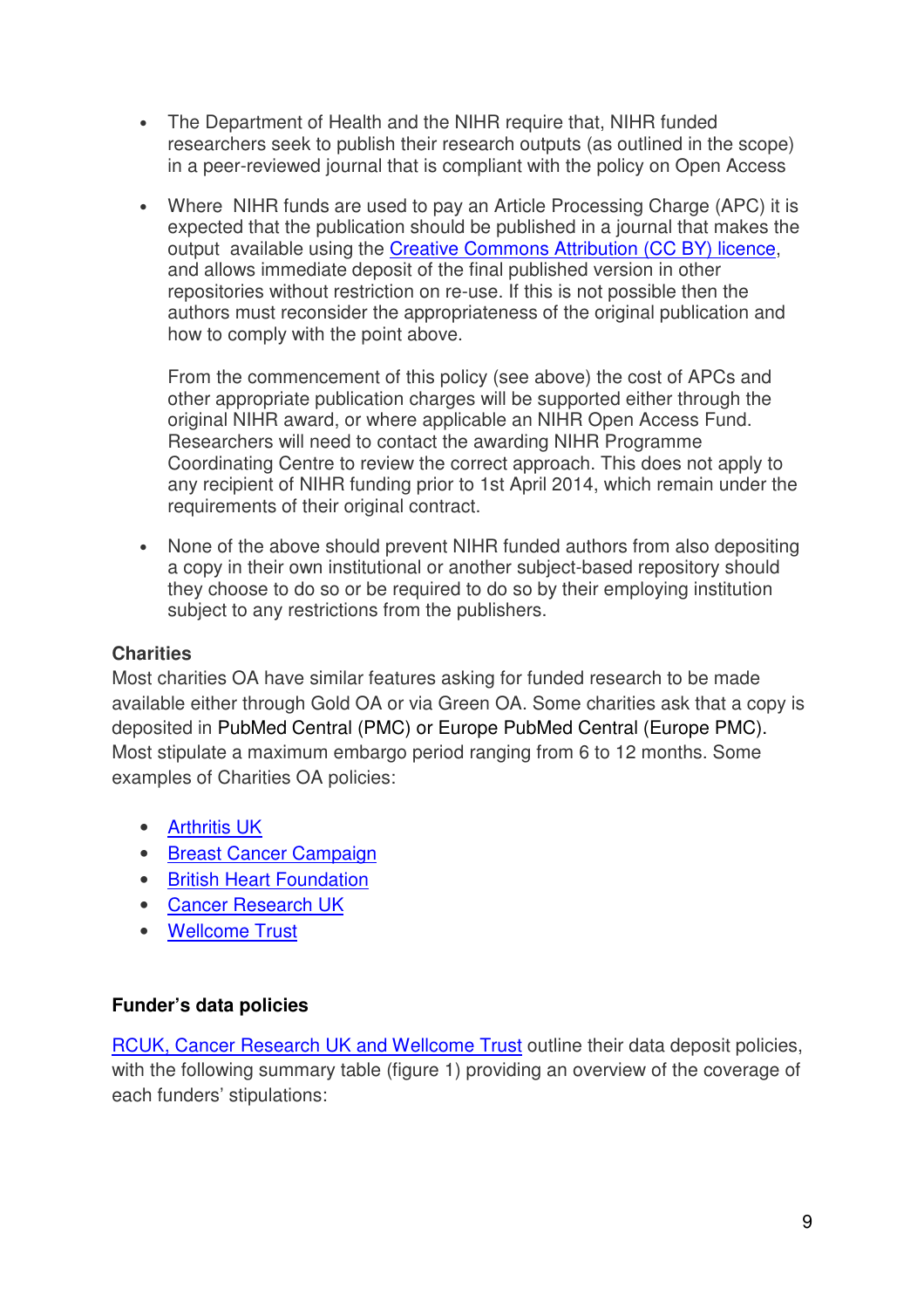- The Department of Health and the NIHR require that, NIHR funded researchers seek to publish their research outputs (as outlined in the scope) in a peer-reviewed journal that is compliant with the policy on Open Access

- Where NIHR funds are used to pay an Article Processing Charge (APC) it is expected that the publication should be published in a journal that makes the output available using the [Creative Commons Attribution (CC BY) licence](), and allows immediate deposit of the final published version in other repositories without restriction on re-use. If this is not possible then the authors must reconsider the appropriateness of the original publication and how to comply with the point above.

  From the commencement of this policy (see above) the cost of APCs and other appropriate publication charges will be supported either through the original NIHR award, or where applicable an NIHR Open Access Fund. Researchers will need to contact the awarding NIHR Programme Coordinating Centre to review the correct approach. This does not apply to any recipient of NIHR funding prior to 1st April 2014, which remain under the requirements of their original contract.

- None of the above should prevent NIHR funded authors from also depositing a copy in their own institutional or another subject-based repository should they choose to do so or be required to do so by their employing institution subject to any restrictions from the publishers.

**Charities**

Most charities OA have similar features asking for funded research to be made available either through Gold OA or via Green OA. Some charities ask that a copy is deposited in PubMed Central (PMC) or Europe PubMed Central (Europe PMC). Most stipulate a maximum embargo period ranging from 6 to 12 months. Some examples of Charities OA policies:

- [Arthritis UK]()
- [Breast Cancer Campaign]()
- [British Heart Foundation]()
- [Cancer Research UK]()
- [Wellcome Trust]()

**Funder's data policies**

[RCUK, Cancer Research UK and Wellcome Trust]() outline their data deposit policies, with the following summary table (figure 1) providing an overview of the coverage of each funders' stipulations: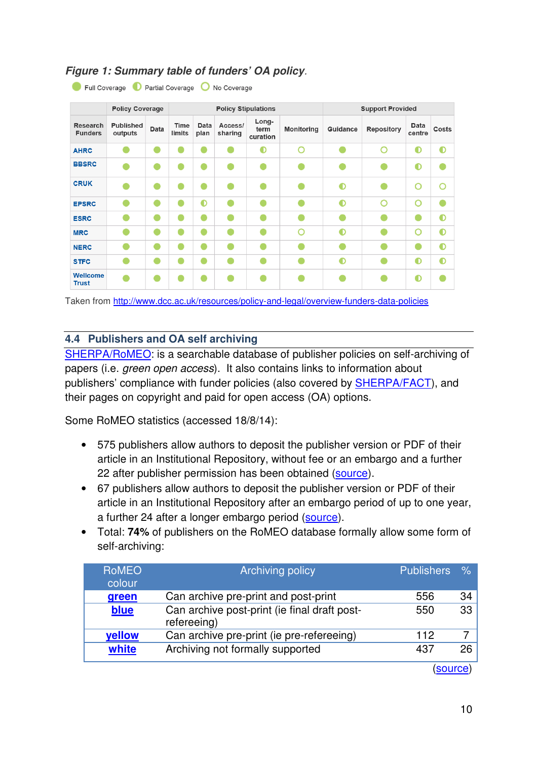*Figure 1: Summary table of funders' OA policy.*

● Full Coverage ◐ Partial Coverage ○ No Coverage

| Research Funders | Policy Coverage | | Policy Stipulations | | | | | Support Provided | | | |
|---|---|---|---|---|---|---|---|---|---|---|---|
| | Published outputs | Data | Time limits | Data plan | Access/ sharing | Long-term curation | Monitoring | Guidance | Repository | Data centre | Costs |
| AHRC | ● | ● | ● | ● | ● | ◐ | ○ | ● | ○ | ◐ | ◐ |
| BBSRC | ● | ● | ● | ● | ● | ● | ● | ● | ● | ◐ | ● |
| CRUK | ● | ● | ● | ● | ● | ● | ● | ◐ | ● | ○ | ○ |
| EPSRC | ● | ● | ● | ◐ | ● | ● | ● | ◐ | ○ | ○ | ● |
| ESRC | ● | ● | ● | ● | ● | ● | ● | ● | ● | ● | ◐ |
| MRC | ● | ● | ● | ● | ● | ● | ○ | ◐ | ● | ○ | ◐ |
| NERC | ● | ● | ● | ● | ● | ● | ● | ● | ● | ● | ◐ |
| STFC | ● | ● | ● | ● | ● | ● | ● | ◐ | ● | ◐ | ◐ |
| Wellcome Trust | ● | ● | ● | ● | ● | ● | ● | ● | ● | ◐ | ● |

Taken from http://www.dcc.ac.uk/resources/policy-and-legal/overview-funders-data-policies

## 4.4 Publishers and OA self archiving

SHERPA/RoMEO: is a searchable database of publisher policies on self-archiving of papers (i.e. *green open access*). It also contains links to information about publishers' compliance with funder policies (also covered by SHERPA/FACT), and their pages on copyright and paid for open access (OA) options.

Some RoMEO statistics (accessed 18/8/14):

- 575 publishers allow authors to deposit the publisher version or PDF of their article in an Institutional Repository, without fee or an embargo and a further 22 after publisher permission has been obtained (source).
- 67 publishers allow authors to deposit the publisher version or PDF of their article in an Institutional Repository after an embargo period of up to one year, a further 24 after a longer embargo period (source).
- Total: **74%** of publishers on the RoMEO database formally allow some form of self-archiving:

| RoMEO colour | Archiving policy | Publishers | % |
|---|---|---|---|
| **green** | Can archive pre-print and post-print | 556 | 34 |
| **blue** | Can archive post-print (ie final draft post-refereeing) | 550 | 33 |
| **yellow** | Can archive pre-print (ie pre-refereeing) | 112 | 7 |
| **white** | Archiving not formally supported | 437 | 26 |

(source)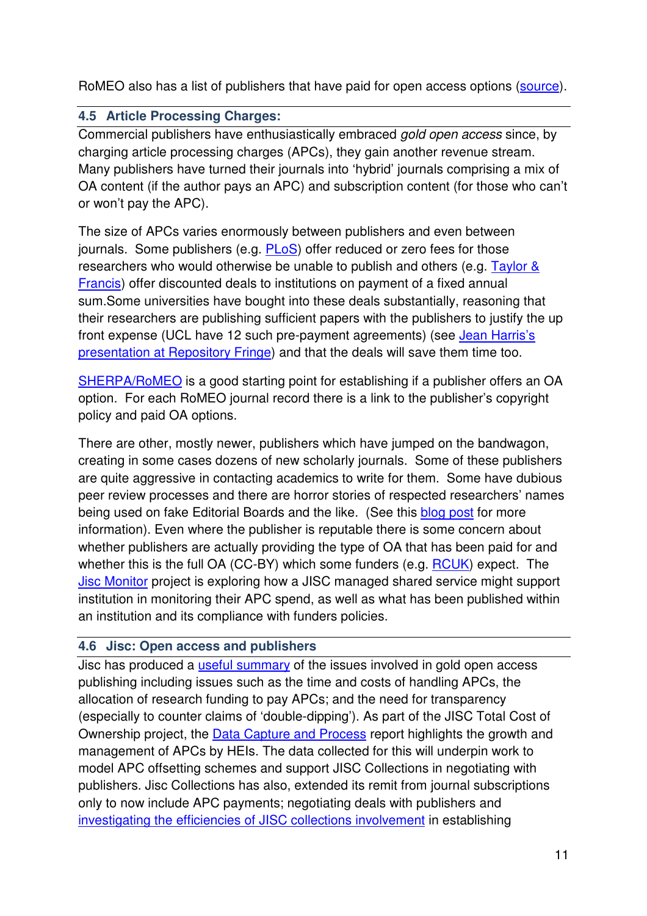RoMEO also has a list of publishers that have paid for open access options (source).

### 4.5 Article Processing Charges:

Commercial publishers have enthusiastically embraced *gold open access* since, by charging article processing charges (APCs), they gain another revenue stream. Many publishers have turned their journals into 'hybrid' journals comprising a mix of OA content (if the author pays an APC) and subscription content (for those who can't or won't pay the APC).

The size of APCs varies enormously between publishers and even between journals. Some publishers (e.g. PLoS) offer reduced or zero fees for those researchers who would otherwise be unable to publish and others (e.g. Taylor & Francis) offer discounted deals to institutions on payment of a fixed annual sum.Some universities have bought into these deals substantially, reasoning that their researchers are publishing sufficient papers with the publishers to justify the up front expense (UCL have 12 such pre-payment agreements) (see Jean Harris's presentation at Repository Fringe) and that the deals will save them time too.

SHERPA/RoMEO is a good starting point for establishing if a publisher offers an OA option. For each RoMEO journal record there is a link to the publisher's copyright policy and paid OA options.

There are other, mostly newer, publishers which have jumped on the bandwagon, creating in some cases dozens of new scholarly journals. Some of these publishers are quite aggressive in contacting academics to write for them. Some have dubious peer review processes and there are horror stories of respected researchers' names being used on fake Editorial Boards and the like. (See this blog post for more information). Even where the publisher is reputable there is some concern about whether publishers are actually providing the type of OA that has been paid for and whether this is the full OA (CC-BY) which some funders (e.g. RCUK) expect. The Jisc Monitor project is exploring how a JISC managed shared service might support institution in monitoring their APC spend, as well as what has been published within an institution and its compliance with funders policies.

### 4.6 Jisc: Open access and publishers

Jisc has produced a useful summary of the issues involved in gold open access publishing including issues such as the time and costs of handling APCs, the allocation of research funding to pay APCs; and the need for transparency (especially to counter claims of 'double-dipping'). As part of the JISC Total Cost of Ownership project, the Data Capture and Process report highlights the growth and management of APCs by HEIs. The data collected for this will underpin work to model APC offsetting schemes and support JISC Collections in negotiating with publishers. Jisc Collections has also, extended its remit from journal subscriptions only to now include APC payments; negotiating deals with publishers and investigating the efficiencies of JISC collections involvement in establishing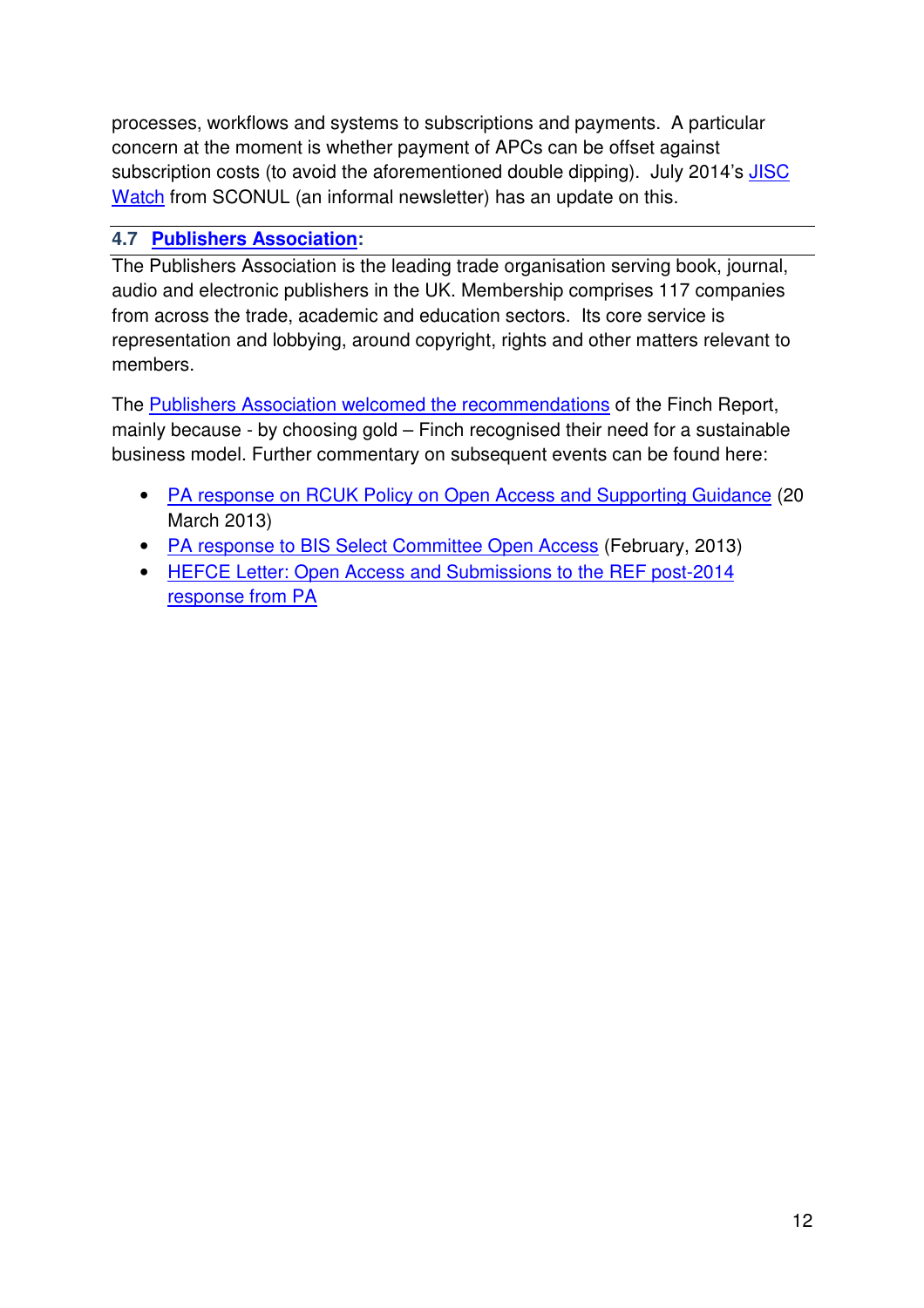processes, workflows and systems to subscriptions and payments. A particular concern at the moment is whether payment of APCs can be offset against subscription costs (to avoid the aforementioned double dipping). July 2014's JISC Watch from SCONUL (an informal newsletter) has an update on this.

### 4.7 Publishers Association:

The Publishers Association is the leading trade organisation serving book, journal, audio and electronic publishers in the UK. Membership comprises 117 companies from across the trade, academic and education sectors. Its core service is representation and lobbying, around copyright, rights and other matters relevant to members.

The Publishers Association welcomed the recommendations of the Finch Report, mainly because - by choosing gold – Finch recognised their need for a sustainable business model. Further commentary on subsequent events can be found here:

- PA response on RCUK Policy on Open Access and Supporting Guidance (20 March 2013)
- PA response to BIS Select Committee Open Access (February, 2013)
- HEFCE Letter: Open Access and Submissions to the REF post-2014 response from PA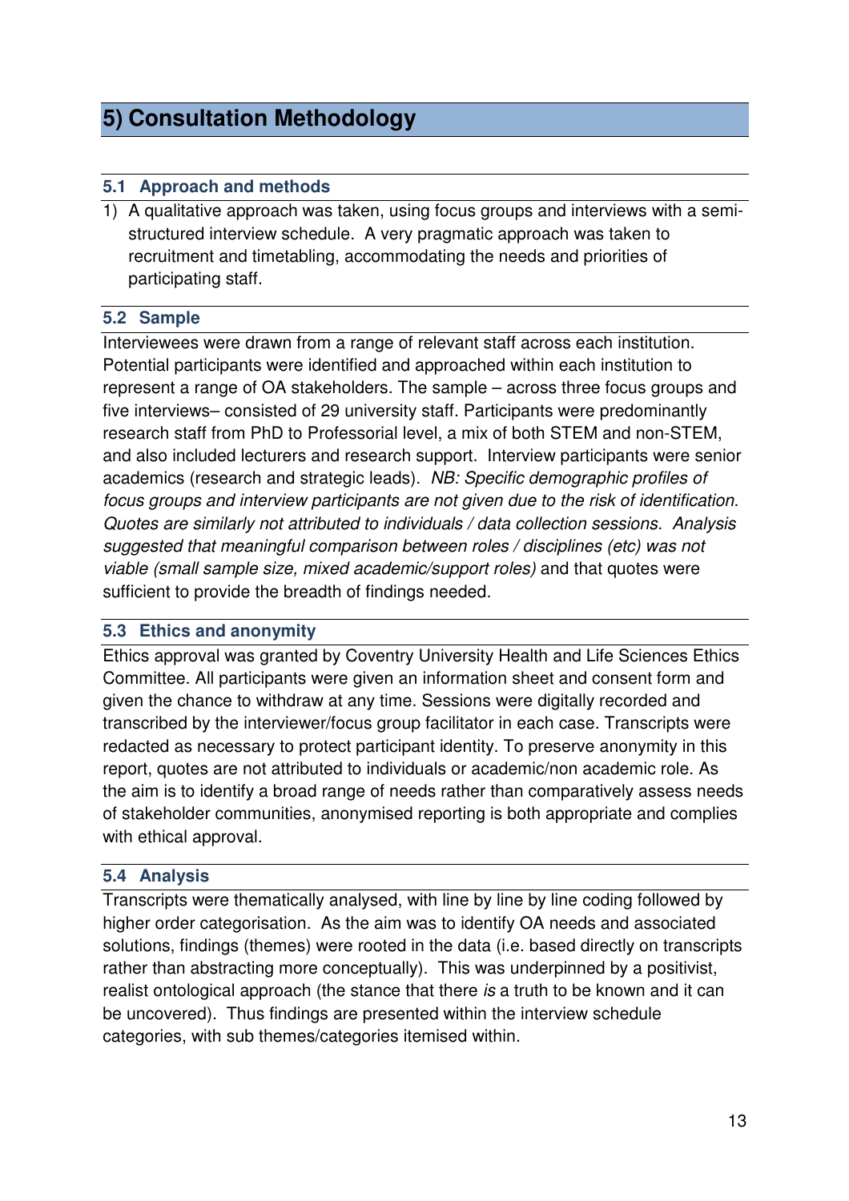# 5) Consultation Methodology

## 5.1 Approach and methods

1) A qualitative approach was taken, using focus groups and interviews with a semi-structured interview schedule. A very pragmatic approach was taken to recruitment and timetabling, accommodating the needs and priorities of participating staff.

## 5.2 Sample

Interviewees were drawn from a range of relevant staff across each institution. Potential participants were identified and approached within each institution to represent a range of OA stakeholders. The sample – across three focus groups and five interviews– consisted of 29 university staff. Participants were predominantly research staff from PhD to Professorial level, a mix of both STEM and non-STEM, and also included lecturers and research support. Interview participants were senior academics (research and strategic leads). *NB: Specific demographic profiles of focus groups and interview participants are not given due to the risk of identification. Quotes are similarly not attributed to individuals / data collection sessions. Analysis suggested that meaningful comparison between roles / disciplines (etc) was not viable (small sample size, mixed academic/support roles)* and that quotes were sufficient to provide the breadth of findings needed.

## 5.3 Ethics and anonymity

Ethics approval was granted by Coventry University Health and Life Sciences Ethics Committee. All participants were given an information sheet and consent form and given the chance to withdraw at any time. Sessions were digitally recorded and transcribed by the interviewer/focus group facilitator in each case. Transcripts were redacted as necessary to protect participant identity. To preserve anonymity in this report, quotes are not attributed to individuals or academic/non academic role. As the aim is to identify a broad range of needs rather than comparatively assess needs of stakeholder communities, anonymised reporting is both appropriate and complies with ethical approval.

## 5.4 Analysis

Transcripts were thematically analysed, with line by line by line coding followed by higher order categorisation. As the aim was to identify OA needs and associated solutions, findings (themes) were rooted in the data (i.e. based directly on transcripts rather than abstracting more conceptually). This was underpinned by a positivist, realist ontological approach (the stance that there *is* a truth to be known and it can be uncovered). Thus findings are presented within the interview schedule categories, with sub themes/categories itemised within.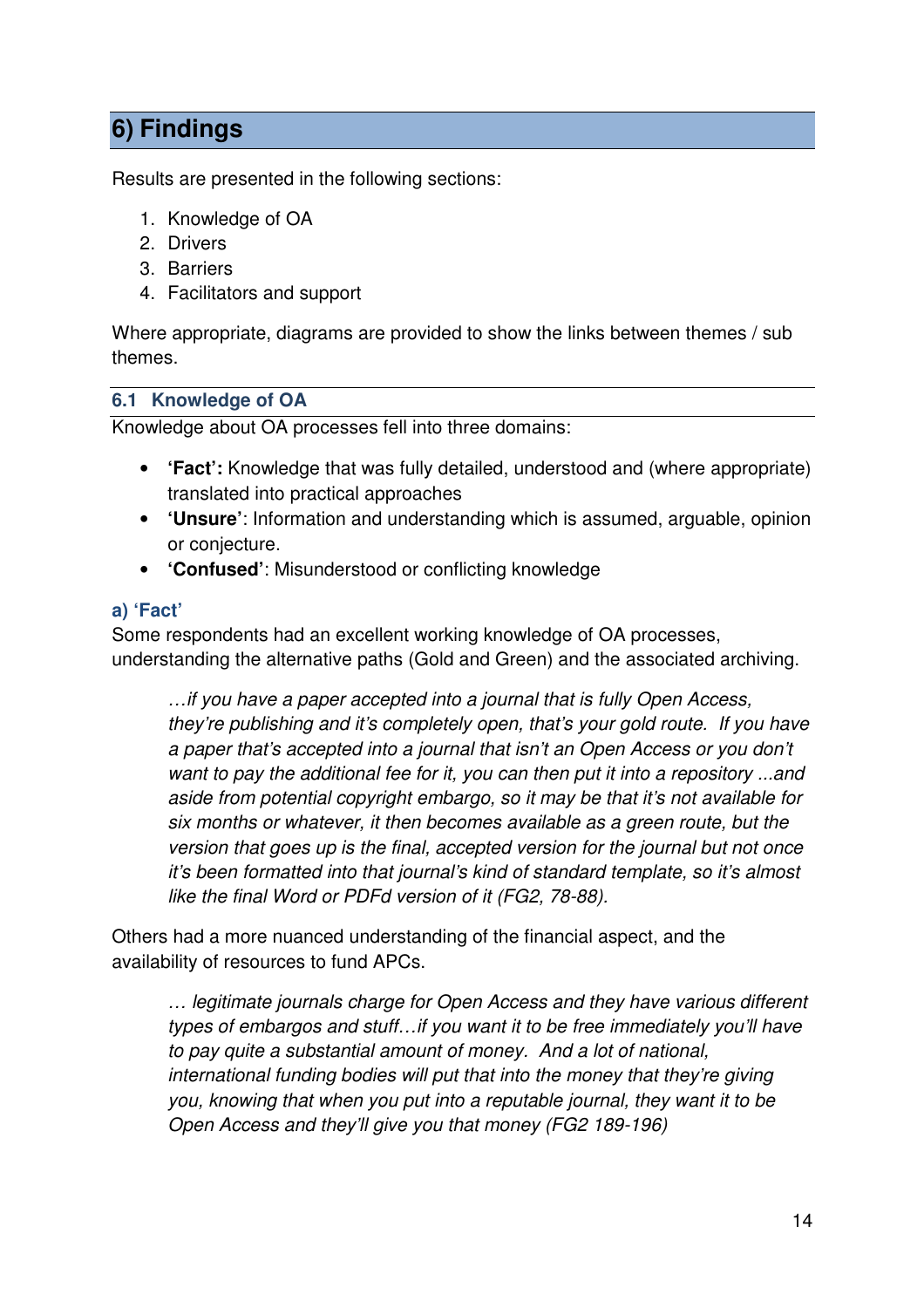## 6) Findings

Results are presented in the following sections:

1. Knowledge of OA
2. Drivers
3. Barriers
4. Facilitators and support

Where appropriate, diagrams are provided to show the links between themes / sub themes.

### 6.1 Knowledge of OA

Knowledge about OA processes fell into three domains:

- **'Fact':** Knowledge that was fully detailed, understood and (where appropriate) translated into practical approaches
- **'Unsure'**: Information and understanding which is assumed, arguable, opinion or conjecture.
- **'Confused'**: Misunderstood or conflicting knowledge

#### a) 'Fact'

Some respondents had an excellent working knowledge of OA processes, understanding the alternative paths (Gold and Green) and the associated archiving.

> *…if you have a paper accepted into a journal that is fully Open Access, they're publishing and it's completely open, that's your gold route. If you have a paper that's accepted into a journal that isn't an Open Access or you don't want to pay the additional fee for it, you can then put it into a repository ...and aside from potential copyright embargo, so it may be that it's not available for six months or whatever, it then becomes available as a green route, but the version that goes up is the final, accepted version for the journal but not once it's been formatted into that journal's kind of standard template, so it's almost like the final Word or PDFd version of it (FG2, 78-88).*

Others had a more nuanced understanding of the financial aspect, and the availability of resources to fund APCs.

> *… legitimate journals charge for Open Access and they have various different types of embargos and stuff…if you want it to be free immediately you'll have to pay quite a substantial amount of money. And a lot of national, international funding bodies will put that into the money that they're giving you, knowing that when you put into a reputable journal, they want it to be Open Access and they'll give you that money (FG2 189-196)*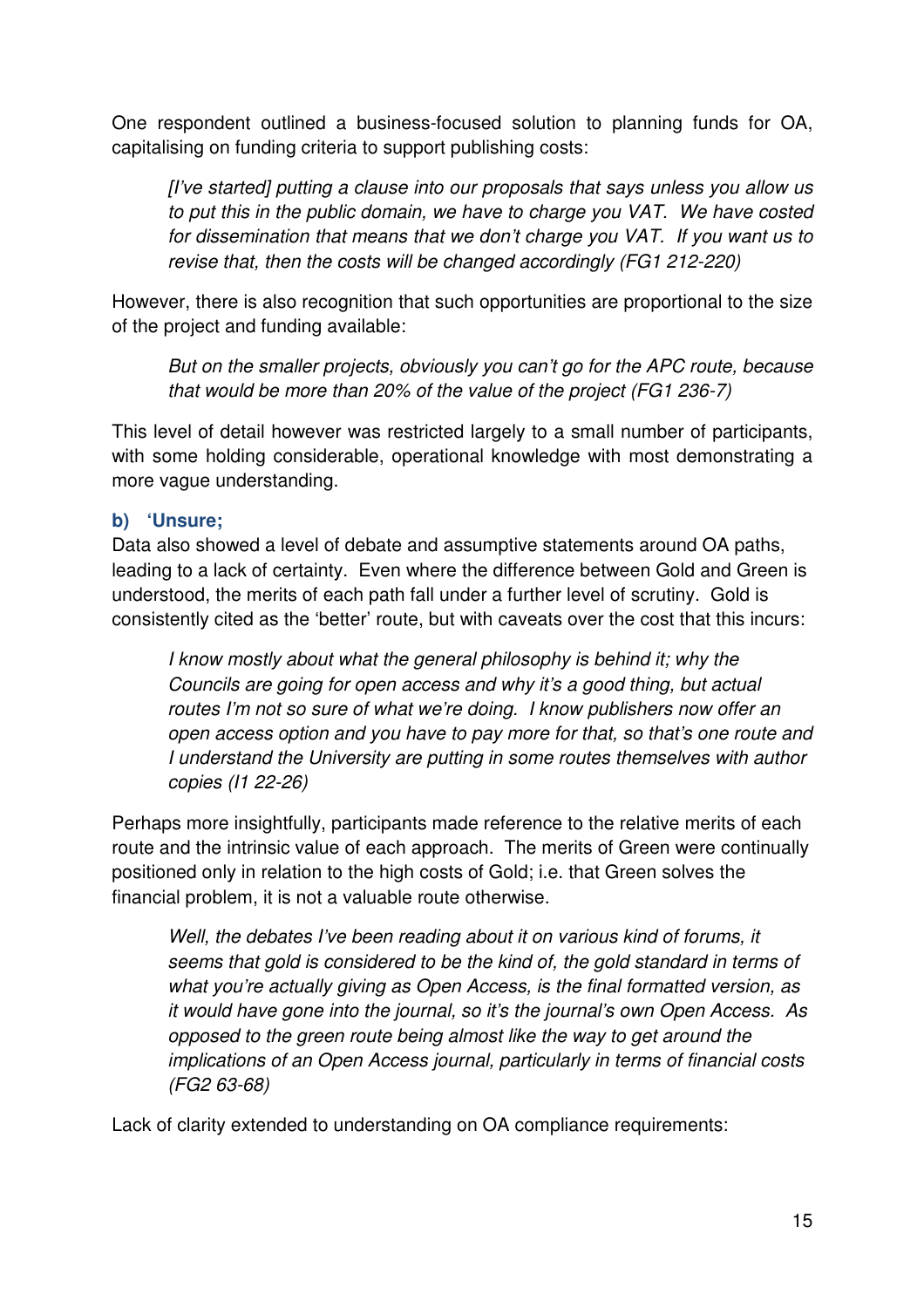One respondent outlined a business-focused solution to planning funds for OA, capitalising on funding criteria to support publishing costs:

> *[I've started] putting a clause into our proposals that says unless you allow us to put this in the public domain, we have to charge you VAT. We have costed for dissemination that means that we don't charge you VAT. If you want us to revise that, then the costs will be changed accordingly (FG1 212-220)*

However, there is also recognition that such opportunities are proportional to the size of the project and funding available:

> *But on the smaller projects, obviously you can't go for the APC route, because that would be more than 20% of the value of the project (FG1 236-7)*

This level of detail however was restricted largely to a small number of participants, with some holding considerable, operational knowledge with most demonstrating a more vague understanding.

#### b) 'Unsure;

Data also showed a level of debate and assumptive statements around OA paths, leading to a lack of certainty. Even where the difference between Gold and Green is understood, the merits of each path fall under a further level of scrutiny. Gold is consistently cited as the 'better' route, but with caveats over the cost that this incurs:

> *I know mostly about what the general philosophy is behind it; why the Councils are going for open access and why it's a good thing, but actual routes I'm not so sure of what we're doing. I know publishers now offer an open access option and you have to pay more for that, so that's one route and I understand the University are putting in some routes themselves with author copies (I1 22-26)*

Perhaps more insightfully, participants made reference to the relative merits of each route and the intrinsic value of each approach. The merits of Green were continually positioned only in relation to the high costs of Gold; i.e. that Green solves the financial problem, it is not a valuable route otherwise.

> *Well, the debates I've been reading about it on various kind of forums, it seems that gold is considered to be the kind of, the gold standard in terms of what you're actually giving as Open Access, is the final formatted version, as it would have gone into the journal, so it's the journal's own Open Access. As opposed to the green route being almost like the way to get around the implications of an Open Access journal, particularly in terms of financial costs (FG2 63-68)*

Lack of clarity extended to understanding on OA compliance requirements: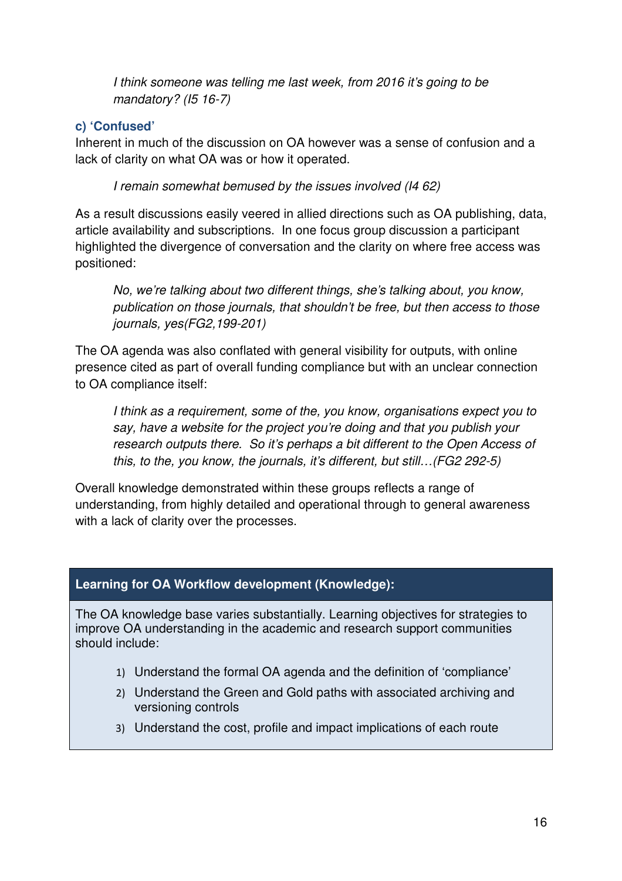*I think someone was telling me last week, from 2016 it's going to be mandatory? (I5 16-7)*

### c) 'Confused'

Inherent in much of the discussion on OA however was a sense of confusion and a lack of clarity on what OA was or how it operated.

*I remain somewhat bemused by the issues involved (I4 62)*

As a result discussions easily veered in allied directions such as OA publishing, data, article availability and subscriptions. In one focus group discussion a participant highlighted the divergence of conversation and the clarity on where free access was positioned:

*No, we're talking about two different things, she's talking about, you know, publication on those journals, that shouldn't be free, but then access to those journals, yes(FG2,199-201)*

The OA agenda was also conflated with general visibility for outputs, with online presence cited as part of overall funding compliance but with an unclear connection to OA compliance itself:

*I think as a requirement, some of the, you know, organisations expect you to say, have a website for the project you're doing and that you publish your research outputs there. So it's perhaps a bit different to the Open Access of this, to the, you know, the journals, it's different, but still…(FG2 292-5)*

Overall knowledge demonstrated within these groups reflects a range of understanding, from highly detailed and operational through to general awareness with a lack of clarity over the processes.

**Learning for OA Workflow development (Knowledge):**

The OA knowledge base varies substantially. Learning objectives for strategies to improve OA understanding in the academic and research support communities should include:

1) Understand the formal OA agenda and the definition of 'compliance'
2) Understand the Green and Gold paths with associated archiving and versioning controls
3) Understand the cost, profile and impact implications of each route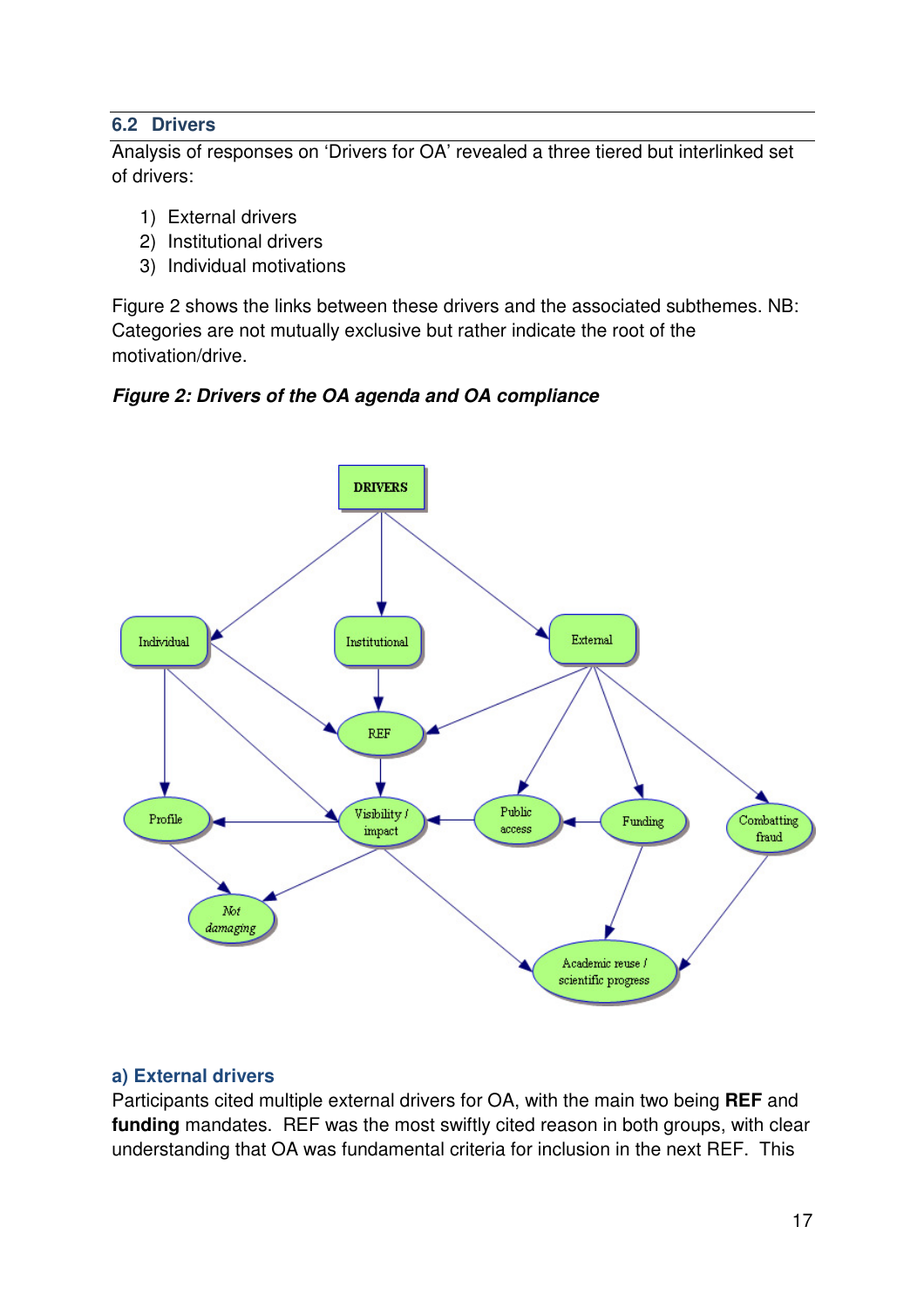## 6.2 Drivers

Analysis of responses on 'Drivers for OA' revealed a three tiered but interlinked set of drivers:

1) External drivers
2) Institutional drivers
3) Individual motivations

Figure 2 shows the links between these drivers and the associated subthemes. NB: Categories are not mutually exclusive but rather indicate the root of the motivation/drive.

***Figure 2: Drivers of the OA agenda and OA compliance***

### a) External drivers

Participants cited multiple external drivers for OA, with the main two being **REF** and **funding** mandates. REF was the most swiftly cited reason in both groups, with clear understanding that OA was fundamental criteria for inclusion in the next REF. This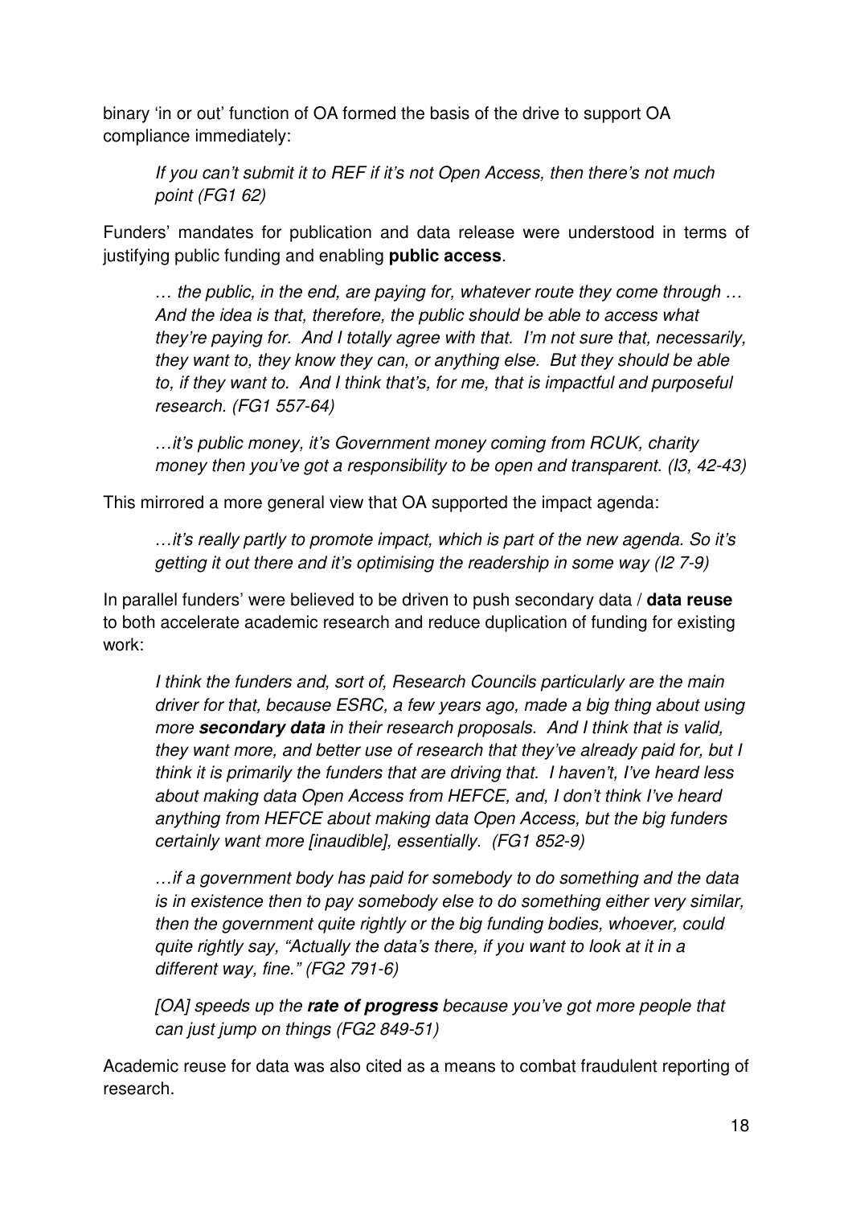binary 'in or out' function of OA formed the basis of the drive to support OA compliance immediately:

> *If you can't submit it to REF if it's not Open Access, then there's not much point (FG1 62)*

Funders' mandates for publication and data release were understood in terms of justifying public funding and enabling **public access**.

> *… the public, in the end, are paying for, whatever route they come through … And the idea is that, therefore, the public should be able to access what they're paying for. And I totally agree with that. I'm not sure that, necessarily, they want to, they know they can, or anything else. But they should be able to, if they want to. And I think that's, for me, that is impactful and purposeful research. (FG1 557-64)*

> *…it's public money, it's Government money coming from RCUK, charity money then you've got a responsibility to be open and transparent. (I3, 42-43)*

This mirrored a more general view that OA supported the impact agenda:

> *…it's really partly to promote impact, which is part of the new agenda. So it's getting it out there and it's optimising the readership in some way (I2 7-9)*

In parallel funders' were believed to be driven to push secondary data / **data reuse** to both accelerate academic research and reduce duplication of funding for existing work:

> *I think the funders and, sort of, Research Councils particularly are the main driver for that, because ESRC, a few years ago, made a big thing about using more **secondary data** in their research proposals. And I think that is valid, they want more, and better use of research that they've already paid for, but I think it is primarily the funders that are driving that. I haven't, I've heard less about making data Open Access from HEFCE, and, I don't think I've heard anything from HEFCE about making data Open Access, but the big funders certainly want more [inaudible], essentially. (FG1 852-9)*

> *…if a government body has paid for somebody to do something and the data is in existence then to pay somebody else to do something either very similar, then the government quite rightly or the big funding bodies, whoever, could quite rightly say, "Actually the data's there, if you want to look at it in a different way, fine." (FG2 791-6)*

> *[OA] speeds up the **rate of progress** because you've got more people that can just jump on things (FG2 849-51)*

Academic reuse for data was also cited as a means to combat fraudulent reporting of research.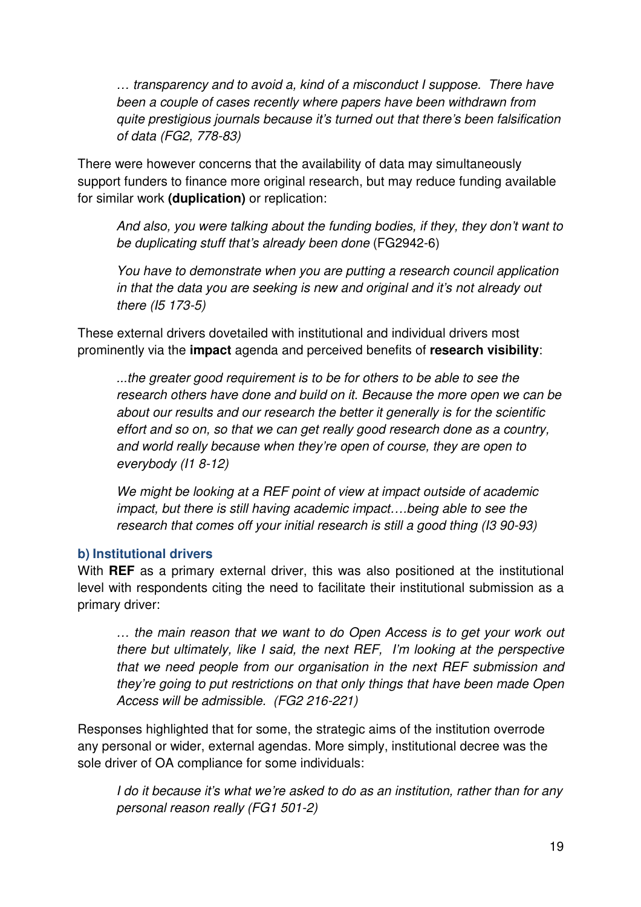*… transparency and to avoid a, kind of a misconduct I suppose. There have been a couple of cases recently where papers have been withdrawn from quite prestigious journals because it's turned out that there's been falsification of data (FG2, 778-83)*

There were however concerns that the availability of data may simultaneously support funders to finance more original research, but may reduce funding available for similar work **(duplication)** or replication:

> *And also, you were talking about the funding bodies, if they, they don't want to be duplicating stuff that's already been done* (FG2942-6)

> *You have to demonstrate when you are putting a research council application in that the data you are seeking is new and original and it's not already out there (I5 173-5)*

These external drivers dovetailed with institutional and individual drivers most prominently via the **impact** agenda and perceived benefits of **research visibility**:

> *...the greater good requirement is to be for others to be able to see the research others have done and build on it. Because the more open we can be about our results and our research the better it generally is for the scientific effort and so on, so that we can get really good research done as a country, and world really because when they're open of course, they are open to everybody (I1 8-12)*

> *We might be looking at a REF point of view at impact outside of academic impact, but there is still having academic impact….being able to see the research that comes off your initial research is still a good thing (I3 90-93)*

### b) Institutional drivers

With **REF** as a primary external driver, this was also positioned at the institutional level with respondents citing the need to facilitate their institutional submission as a primary driver:

> *… the main reason that we want to do Open Access is to get your work out there but ultimately, like I said, the next REF, I'm looking at the perspective that we need people from our organisation in the next REF submission and they're going to put restrictions on that only things that have been made Open Access will be admissible. (FG2 216-221)*

Responses highlighted that for some, the strategic aims of the institution overrode any personal or wider, external agendas. More simply, institutional decree was the sole driver of OA compliance for some individuals:

> *I do it because it's what we're asked to do as an institution, rather than for any personal reason really (FG1 501-2)*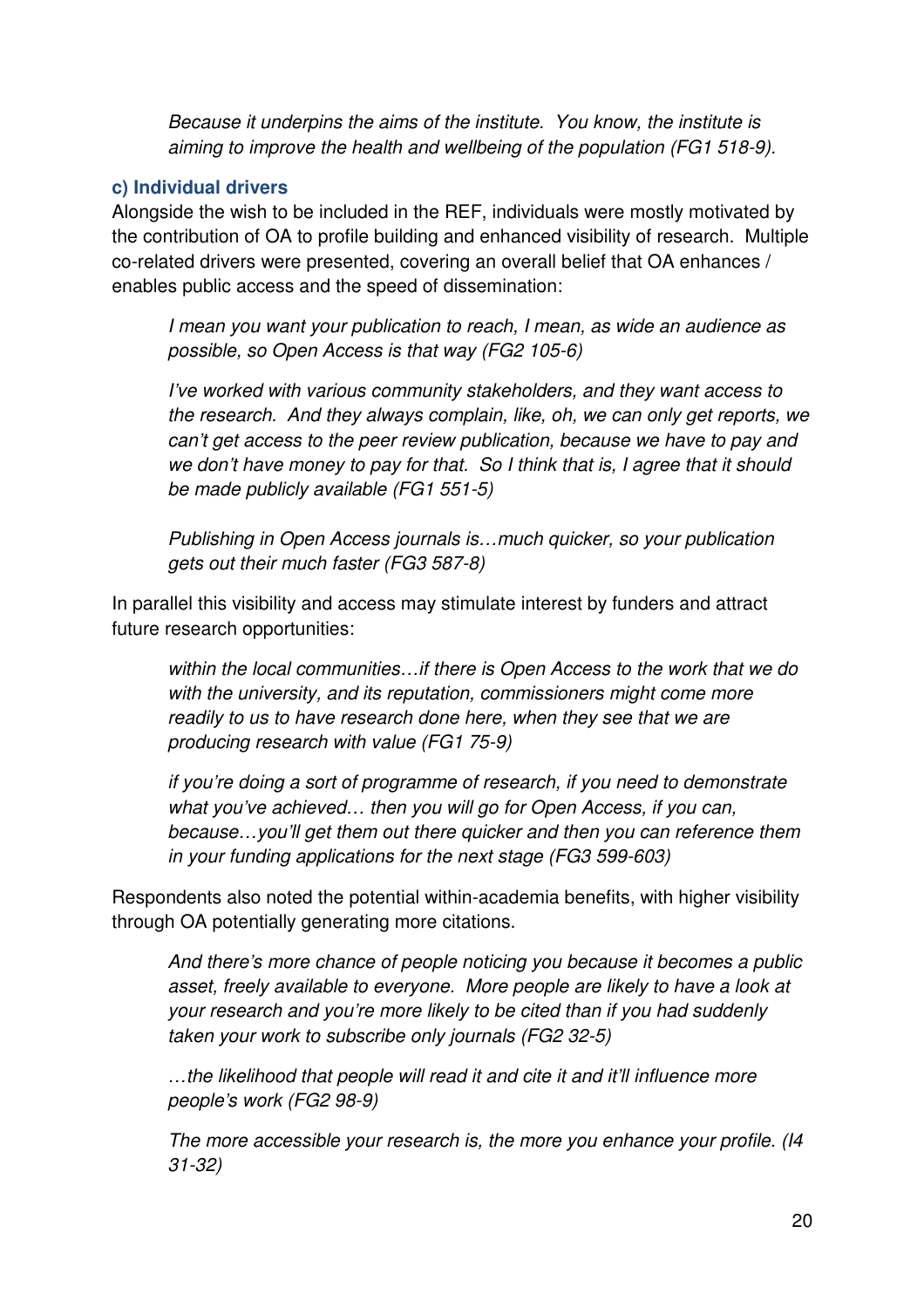*Because it underpins the aims of the institute. You know, the institute is aiming to improve the health and wellbeing of the population (FG1 518-9).*

### c) Individual drivers

Alongside the wish to be included in the REF, individuals were mostly motivated by the contribution of OA to profile building and enhanced visibility of research. Multiple co-related drivers were presented, covering an overall belief that OA enhances / enables public access and the speed of dissemination:

> *I mean you want your publication to reach, I mean, as wide an audience as possible, so Open Access is that way (FG2 105-6)*

> *I've worked with various community stakeholders, and they want access to the research. And they always complain, like, oh, we can only get reports, we can't get access to the peer review publication, because we have to pay and we don't have money to pay for that. So I think that is, I agree that it should be made publicly available (FG1 551-5)*

> *Publishing in Open Access journals is…much quicker, so your publication gets out their much faster (FG3 587-8)*

In parallel this visibility and access may stimulate interest by funders and attract future research opportunities:

> *within the local communities…if there is Open Access to the work that we do with the university, and its reputation, commissioners might come more readily to us to have research done here, when they see that we are producing research with value (FG1 75-9)*

> *if you're doing a sort of programme of research, if you need to demonstrate what you've achieved… then you will go for Open Access, if you can, because…you'll get them out there quicker and then you can reference them in your funding applications for the next stage (FG3 599-603)*

Respondents also noted the potential within-academia benefits, with higher visibility through OA potentially generating more citations.

> *And there's more chance of people noticing you because it becomes a public asset, freely available to everyone. More people are likely to have a look at your research and you're more likely to be cited than if you had suddenly taken your work to subscribe only journals (FG2 32-5)*

> *…the likelihood that people will read it and cite it and it'll influence more people's work (FG2 98-9)*

> *The more accessible your research is, the more you enhance your profile. (I4 31-32)*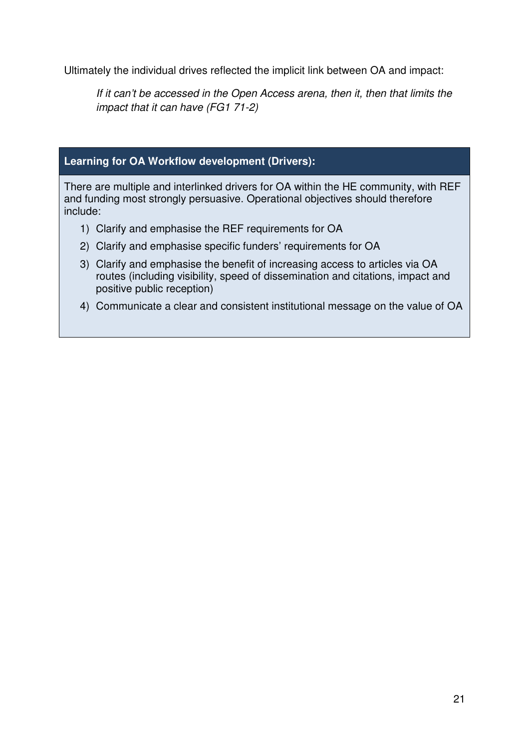Ultimately the individual drives reflected the implicit link between OA and impact:

> *If it can't be accessed in the Open Access arena, then it, then that limits the impact that it can have (FG1 71-2)*

**Learning for OA Workflow development (Drivers):**

There are multiple and interlinked drivers for OA within the HE community, with REF and funding most strongly persuasive. Operational objectives should therefore include:

1) Clarify and emphasise the REF requirements for OA
2) Clarify and emphasise specific funders' requirements for OA
3) Clarify and emphasise the benefit of increasing access to articles via OA routes (including visibility, speed of dissemination and citations, impact and positive public reception)
4) Communicate a clear and consistent institutional message on the value of OA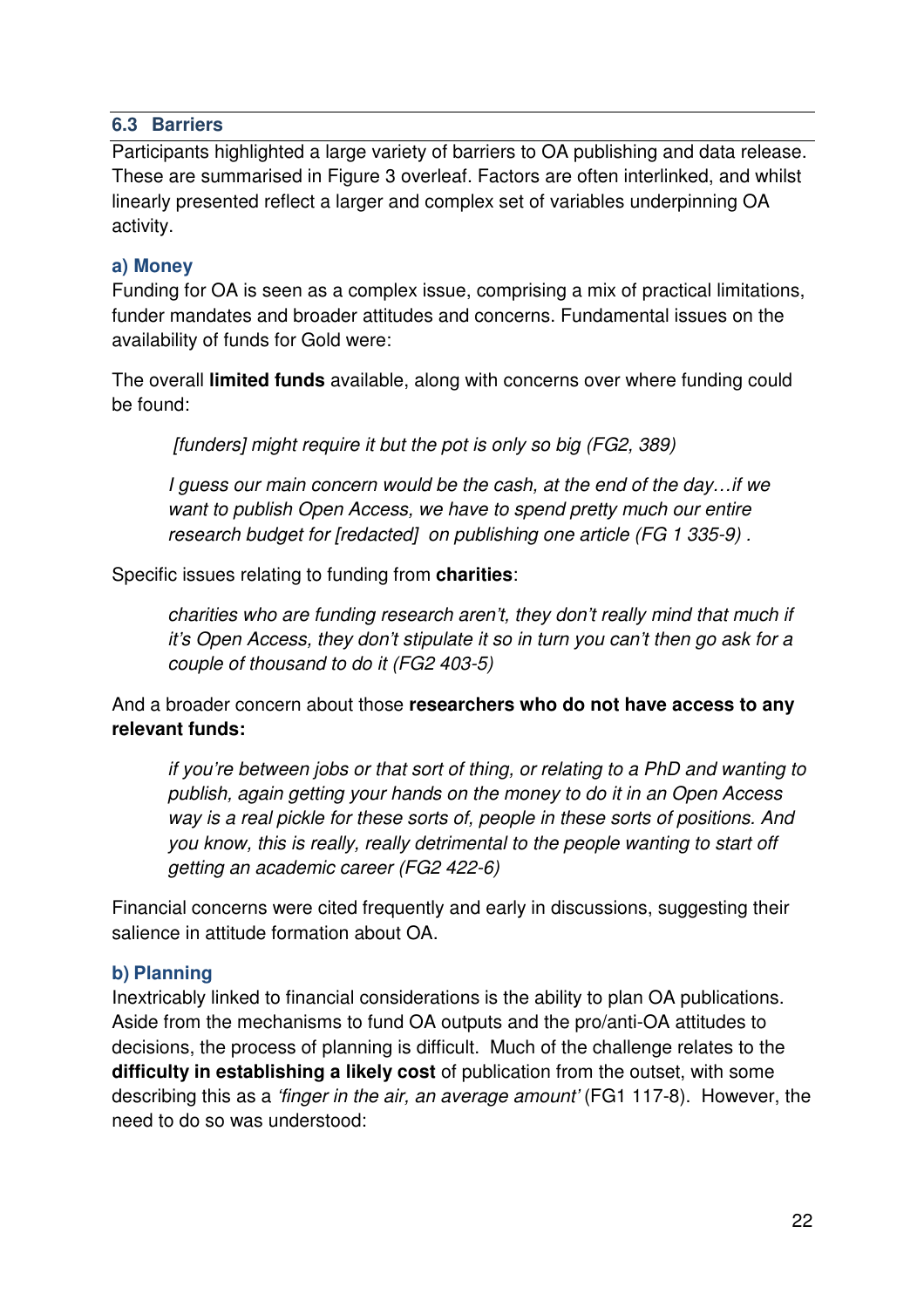### 6.3 Barriers

Participants highlighted a large variety of barriers to OA publishing and data release. These are summarised in Figure 3 overleaf. Factors are often interlinked, and whilst linearly presented reflect a larger and complex set of variables underpinning OA activity.

#### a) Money

Funding for OA is seen as a complex issue, comprising a mix of practical limitations, funder mandates and broader attitudes and concerns. Fundamental issues on the availability of funds for Gold were:

The overall **limited funds** available, along with concerns over where funding could be found:

> *[funders] might require it but the pot is only so big (FG2, 389)*
>
> *I guess our main concern would be the cash, at the end of the day…if we want to publish Open Access, we have to spend pretty much our entire research budget for [redacted] on publishing one article (FG 1 335-9)* .

Specific issues relating to funding from **charities**:

> *charities who are funding research aren't, they don't really mind that much if it's Open Access, they don't stipulate it so in turn you can't then go ask for a couple of thousand to do it (FG2 403-5)*

And a broader concern about those **researchers who do not have access to any relevant funds:**

> *if you're between jobs or that sort of thing, or relating to a PhD and wanting to publish, again getting your hands on the money to do it in an Open Access way is a real pickle for these sorts of, people in these sorts of positions. And you know, this is really, really detrimental to the people wanting to start off getting an academic career (FG2 422-6)*

Financial concerns were cited frequently and early in discussions, suggesting their salience in attitude formation about OA.

#### b) Planning

Inextricably linked to financial considerations is the ability to plan OA publications. Aside from the mechanisms to fund OA outputs and the pro/anti-OA attitudes to decisions, the process of planning is difficult. Much of the challenge relates to the **difficulty in establishing a likely cost** of publication from the outset, with some describing this as a *'finger in the air, an average amount'* (FG1 117-8). However, the need to do so was understood: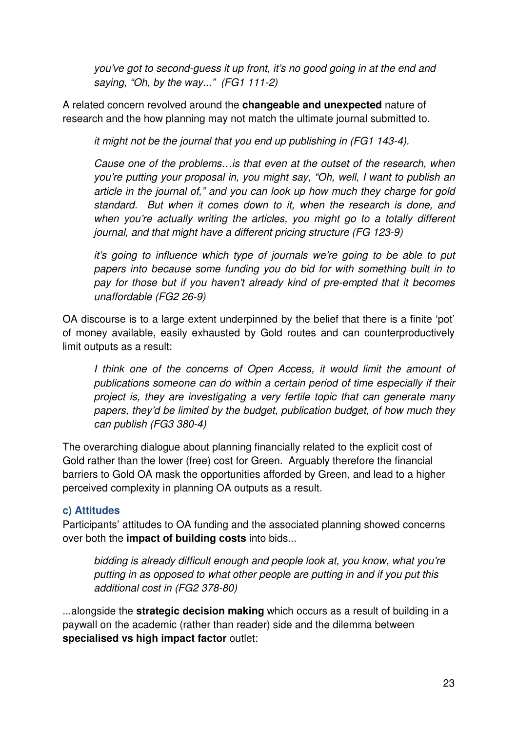*you've got to second-guess it up front, it's no good going in at the end and saying, "Oh, by the way..." (FG1 111-2)*

A related concern revolved around the **changeable and unexpected** nature of research and the how planning may not match the ultimate journal submitted to.

*it might not be the journal that you end up publishing in (FG1 143-4).*

*Cause one of the problems…is that even at the outset of the research, when you're putting your proposal in, you might say, "Oh, well, I want to publish an article in the journal of," and you can look up how much they charge for gold standard. But when it comes down to it, when the research is done, and when you're actually writing the articles, you might go to a totally different journal, and that might have a different pricing structure (FG 123-9)*

*it's going to influence which type of journals we're going to be able to put papers into because some funding you do bid for with something built in to pay for those but if you haven't already kind of pre-empted that it becomes unaffordable (FG2 26-9)*

OA discourse is to a large extent underpinned by the belief that there is a finite 'pot' of money available, easily exhausted by Gold routes and can counterproductively limit outputs as a result:

*I think one of the concerns of Open Access, it would limit the amount of publications someone can do within a certain period of time especially if their project is, they are investigating a very fertile topic that can generate many papers, they'd be limited by the budget, publication budget, of how much they can publish (FG3 380-4)*

The overarching dialogue about planning financially related to the explicit cost of Gold rather than the lower (free) cost for Green. Arguably therefore the financial barriers to Gold OA mask the opportunities afforded by Green, and lead to a higher perceived complexity in planning OA outputs as a result.

### c) Attitudes

Participants' attitudes to OA funding and the associated planning showed concerns over both the **impact of building costs** into bids...

*bidding is already difficult enough and people look at, you know, what you're putting in as opposed to what other people are putting in and if you put this additional cost in (FG2 378-80)*

...alongside the **strategic decision making** which occurs as a result of building in a paywall on the academic (rather than reader) side and the dilemma between **specialised vs high impact factor** outlet: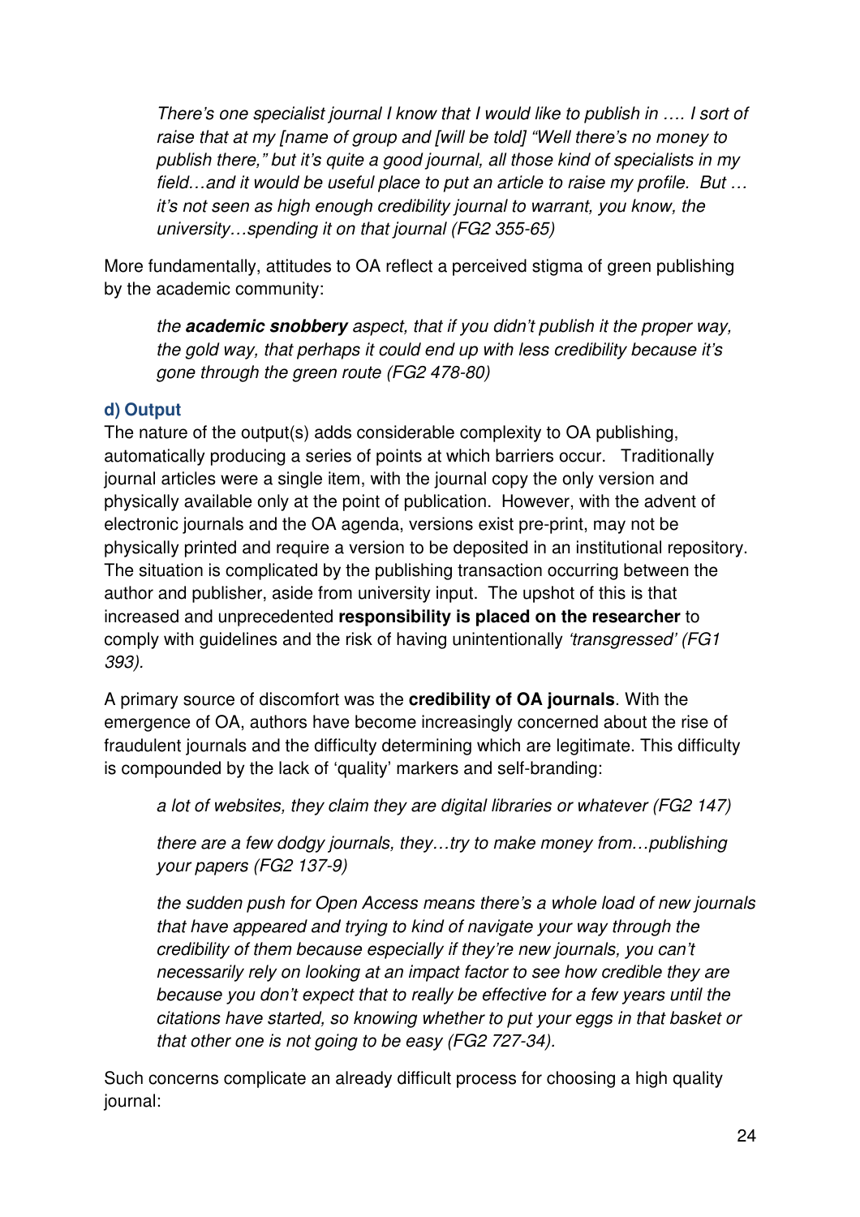*There's one specialist journal I know that I would like to publish in …. I sort of raise that at my [name of group and [will be told] "Well there's no money to publish there," but it's quite a good journal, all those kind of specialists in my field…and it would be useful place to put an article to raise my profile. But … it's not seen as high enough credibility journal to warrant, you know, the university…spending it on that journal (FG2 355-65)*

More fundamentally, attitudes to OA reflect a perceived stigma of green publishing by the academic community:

*the* ***academic snobbery*** *aspect, that if you didn't publish it the proper way, the gold way, that perhaps it could end up with less credibility because it's gone through the green route (FG2 478-80)*

**d) Output**

The nature of the output(s) adds considerable complexity to OA publishing, automatically producing a series of points at which barriers occur. Traditionally journal articles were a single item, with the journal copy the only version and physically available only at the point of publication. However, with the advent of electronic journals and the OA agenda, versions exist pre-print, may not be physically printed and require a version to be deposited in an institutional repository. The situation is complicated by the publishing transaction occurring between the author and publisher, aside from university input. The upshot of this is that increased and unprecedented **responsibility is placed on the researcher** to comply with guidelines and the risk of having unintentionally *'transgressed' (FG1 393).*

A primary source of discomfort was the **credibility of OA journals**. With the emergence of OA, authors have become increasingly concerned about the rise of fraudulent journals and the difficulty determining which are legitimate. This difficulty is compounded by the lack of 'quality' markers and self-branding:

*a lot of websites, they claim they are digital libraries or whatever (FG2 147)*

*there are a few dodgy journals, they…try to make money from…publishing your papers (FG2 137-9)*

*the sudden push for Open Access means there's a whole load of new journals that have appeared and trying to kind of navigate your way through the credibility of them because especially if they're new journals, you can't necessarily rely on looking at an impact factor to see how credible they are because you don't expect that to really be effective for a few years until the citations have started, so knowing whether to put your eggs in that basket or that other one is not going to be easy (FG2 727-34).*

Such concerns complicate an already difficult process for choosing a high quality journal: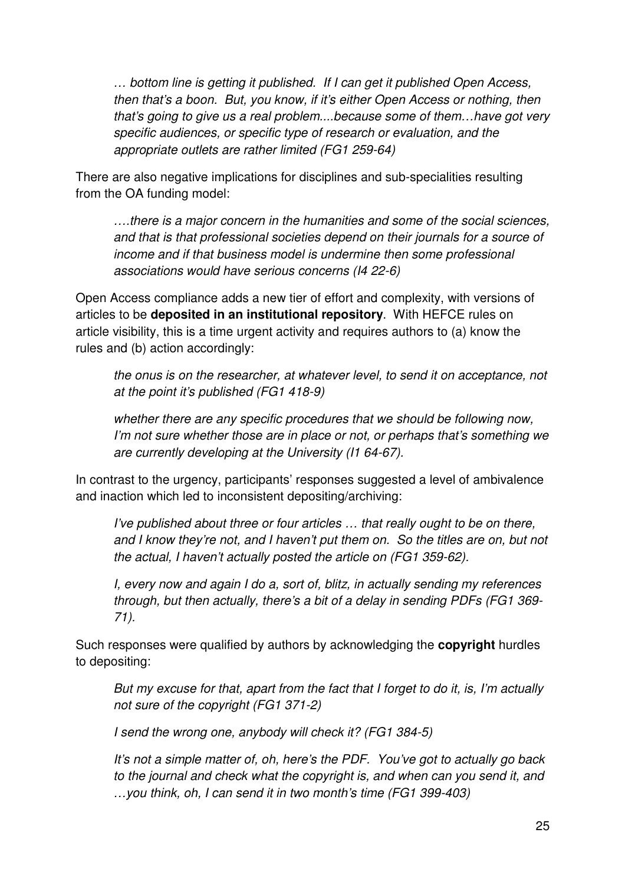*… bottom line is getting it published. If I can get it published Open Access, then that's a boon. But, you know, if it's either Open Access or nothing, then that's going to give us a real problem....because some of them…have got very specific audiences, or specific type of research or evaluation, and the appropriate outlets are rather limited (FG1 259-64)*

There are also negative implications for disciplines and sub-specialities resulting from the OA funding model:

*….there is a major concern in the humanities and some of the social sciences, and that is that professional societies depend on their journals for a source of income and if that business model is undermine then some professional associations would have serious concerns (I4 22-6)*

Open Access compliance adds a new tier of effort and complexity, with versions of articles to be **deposited in an institutional repository**. With HEFCE rules on article visibility, this is a time urgent activity and requires authors to (a) know the rules and (b) action accordingly:

*the onus is on the researcher, at whatever level, to send it on acceptance, not at the point it's published (FG1 418-9)*

*whether there are any specific procedures that we should be following now, I'm not sure whether those are in place or not, or perhaps that's something we are currently developing at the University (I1 64-67).*

In contrast to the urgency, participants' responses suggested a level of ambivalence and inaction which led to inconsistent depositing/archiving:

*I've published about three or four articles … that really ought to be on there, and I know they're not, and I haven't put them on. So the titles are on, but not the actual, I haven't actually posted the article on (FG1 359-62).*

*I, every now and again I do a, sort of, blitz, in actually sending my references through, but then actually, there's a bit of a delay in sending PDFs (FG1 369-71).*

Such responses were qualified by authors by acknowledging the **copyright** hurdles to depositing:

*But my excuse for that, apart from the fact that I forget to do it, is, I'm actually not sure of the copyright (FG1 371-2)*

*I send the wrong one, anybody will check it? (FG1 384-5)*

*It's not a simple matter of, oh, here's the PDF. You've got to actually go back to the journal and check what the copyright is, and when can you send it, and …you think, oh, I can send it in two month's time (FG1 399-403)*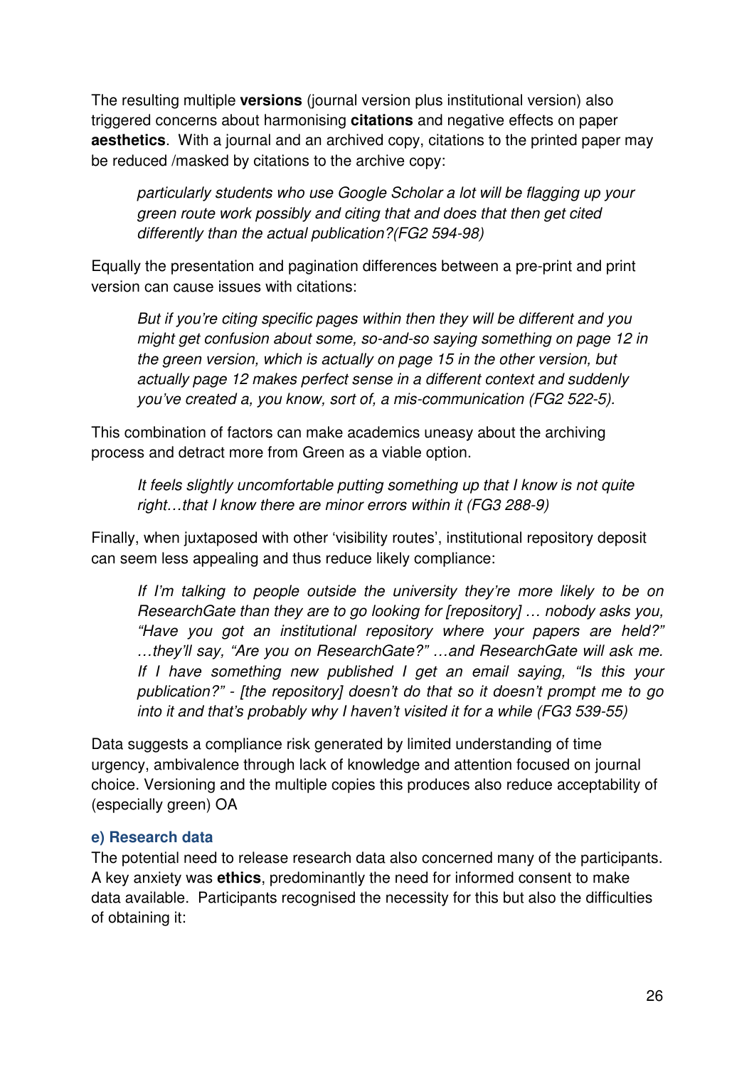The resulting multiple **versions** (journal version plus institutional version) also triggered concerns about harmonising **citations** and negative effects on paper **aesthetics**. With a journal and an archived copy, citations to the printed paper may be reduced /masked by citations to the archive copy:

> *particularly students who use Google Scholar a lot will be flagging up your green route work possibly and citing that and does that then get cited differently than the actual publication?(FG2 594-98)*

Equally the presentation and pagination differences between a pre-print and print version can cause issues with citations:

> *But if you're citing specific pages within then they will be different and you might get confusion about some, so-and-so saying something on page 12 in the green version, which is actually on page 15 in the other version, but actually page 12 makes perfect sense in a different context and suddenly you've created a, you know, sort of, a mis-communication (FG2 522-5).*

This combination of factors can make academics uneasy about the archiving process and detract more from Green as a viable option.

> *It feels slightly uncomfortable putting something up that I know is not quite right…that I know there are minor errors within it (FG3 288-9)*

Finally, when juxtaposed with other 'visibility routes', institutional repository deposit can seem less appealing and thus reduce likely compliance:

> *If I'm talking to people outside the university they're more likely to be on ResearchGate than they are to go looking for [repository] … nobody asks you, "Have you got an institutional repository where your papers are held?" …they'll say, "Are you on ResearchGate?" …and ResearchGate will ask me. If I have something new published I get an email saying, "Is this your publication?" - [the repository] doesn't do that so it doesn't prompt me to go into it and that's probably why I haven't visited it for a while (FG3 539-55)*

Data suggests a compliance risk generated by limited understanding of time urgency, ambivalence through lack of knowledge and attention focused on journal choice. Versioning and the multiple copies this produces also reduce acceptability of (especially green) OA

#### e) Research data

The potential need to release research data also concerned many of the participants. A key anxiety was **ethics**, predominantly the need for informed consent to make data available. Participants recognised the necessity for this but also the difficulties of obtaining it: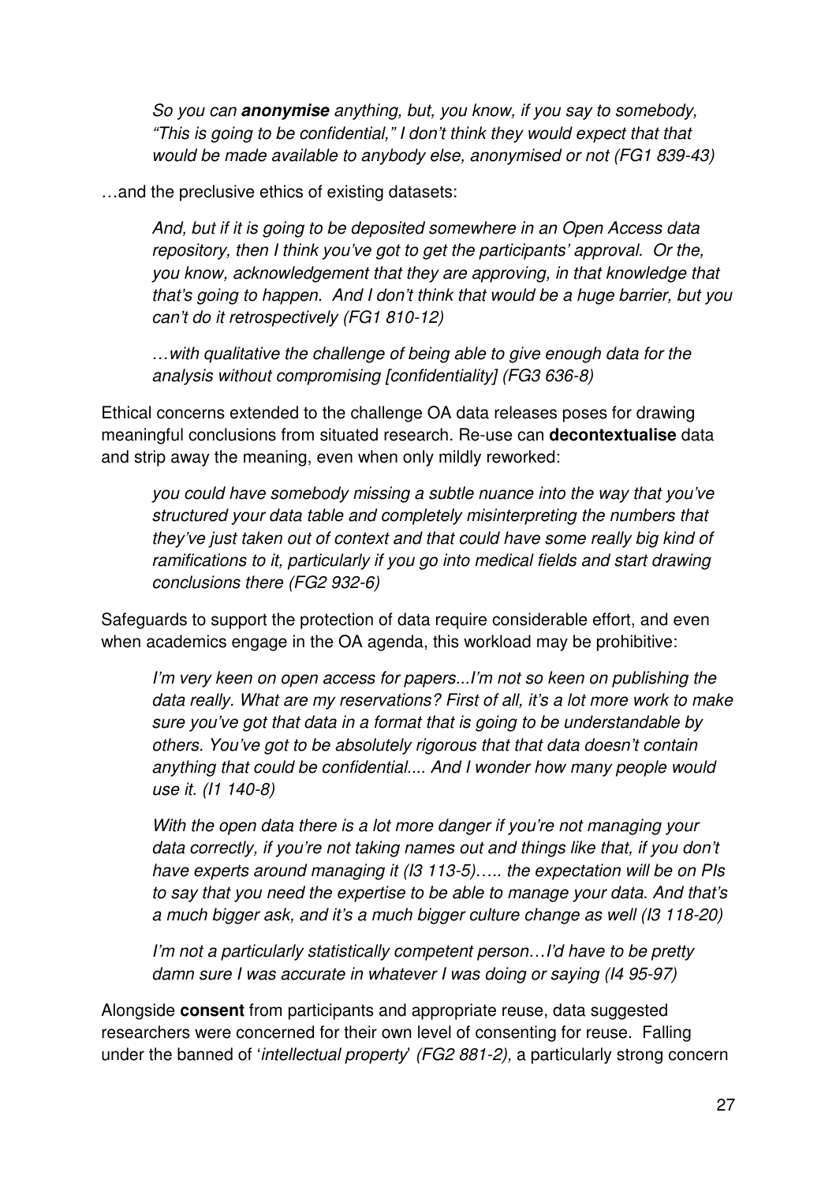> *So you can **anonymise** anything, but, you know, if you say to somebody, "This is going to be confidential," I don't think they would expect that that would be made available to anybody else, anonymised or not (FG1 839-43)*

…and the preclusive ethics of existing datasets:

> *And, but if it is going to be deposited somewhere in an Open Access data repository, then I think you've got to get the participants' approval. Or the, you know, acknowledgement that they are approving, in that knowledge that that's going to happen. And I don't think that would be a huge barrier, but you can't do it retrospectively (FG1 810-12)*

> *…with qualitative the challenge of being able to give enough data for the analysis without compromising [confidentiality] (FG3 636-8)*

Ethical concerns extended to the challenge OA data releases poses for drawing meaningful conclusions from situated research. Re-use can **decontextualise** data and strip away the meaning, even when only mildly reworked:

> *you could have somebody missing a subtle nuance into the way that you've structured your data table and completely misinterpreting the numbers that they've just taken out of context and that could have some really big kind of ramifications to it, particularly if you go into medical fields and start drawing conclusions there (FG2 932-6)*

Safeguards to support the protection of data require considerable effort, and even when academics engage in the OA agenda, this workload may be prohibitive:

> *I'm very keen on open access for papers...I'm not so keen on publishing the data really. What are my reservations? First of all, it's a lot more work to make sure you've got that data in a format that is going to be understandable by others. You've got to be absolutely rigorous that that data doesn't contain anything that could be confidential.... And I wonder how many people would use it. (I1 140-8)*

> *With the open data there is a lot more danger if you're not managing your data correctly, if you're not taking names out and things like that, if you don't have experts around managing it (I3 113-5)….. the expectation will be on PIs to say that you need the expertise to be able to manage your data. And that's a much bigger ask, and it's a much bigger culture change as well (I3 118-20)*

> *I'm not a particularly statistically competent person…I'd have to be pretty damn sure I was accurate in whatever I was doing or saying (I4 95-97)*

Alongside **consent** from participants and appropriate reuse, data suggested researchers were concerned for their own level of consenting for reuse. Falling under the banned of '*intellectual property*' *(FG2 881-2)*, a particularly strong concern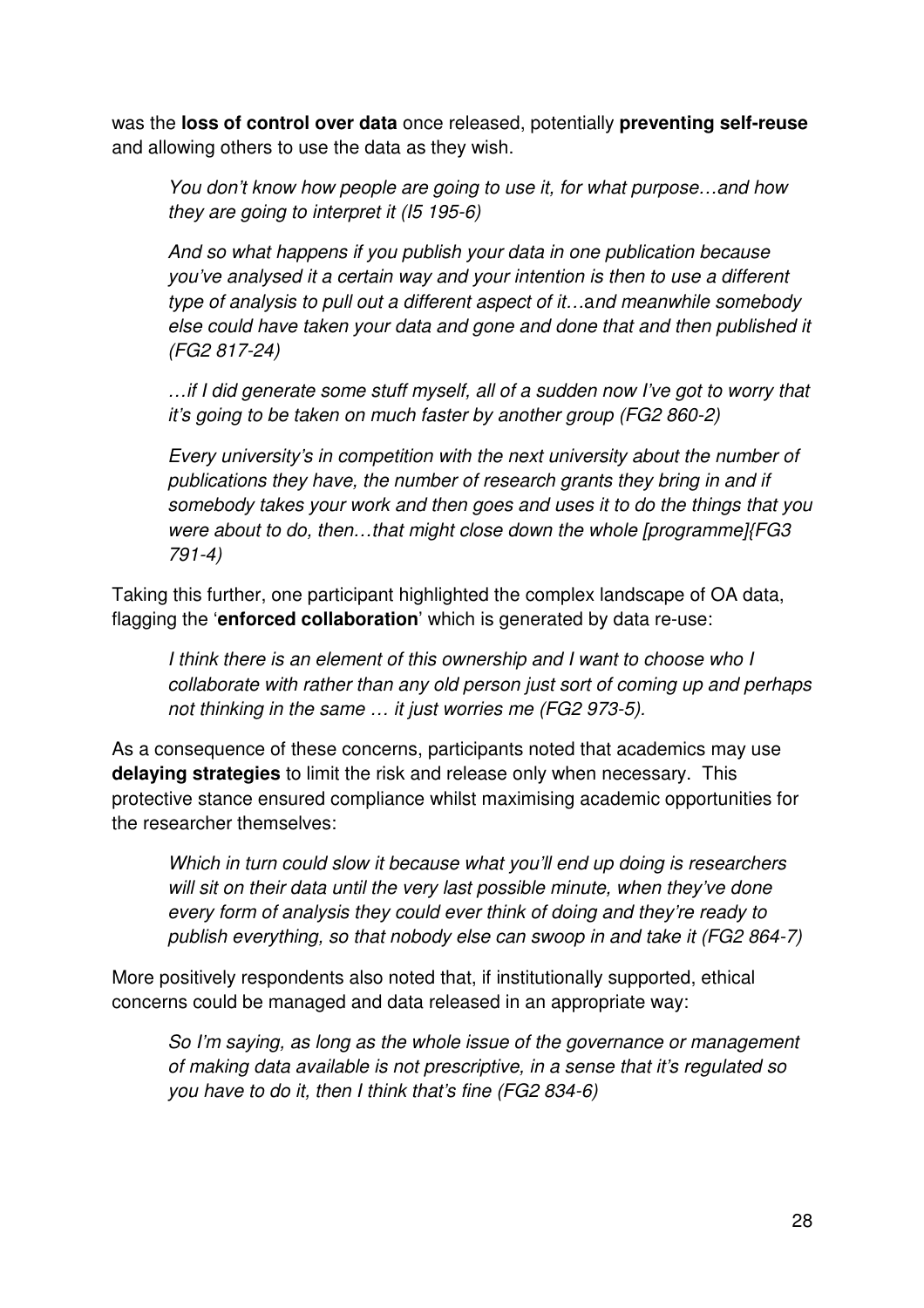was the **loss of control over data** once released, potentially **preventing self-reuse** and allowing others to use the data as they wish.

> *You don't know how people are going to use it, for what purpose…and how they are going to interpret it (I5 195-6)*

> *And so what happens if you publish your data in one publication because you've analysed it a certain way and your intention is then to use a different type of analysis to pull out a different aspect of it…and meanwhile somebody else could have taken your data and gone and done that and then published it (FG2 817-24)*

> *…if I did generate some stuff myself, all of a sudden now I've got to worry that it's going to be taken on much faster by another group (FG2 860-2)*

> *Every university's in competition with the next university about the number of publications they have, the number of research grants they bring in and if somebody takes your work and then goes and uses it to do the things that you were about to do, then…that might close down the whole [programme]{FG3 791-4)*

Taking this further, one participant highlighted the complex landscape of OA data, flagging the '**enforced collaboration**' which is generated by data re-use:

> *I think there is an element of this ownership and I want to choose who I collaborate with rather than any old person just sort of coming up and perhaps not thinking in the same … it just worries me (FG2 973-5).*

As a consequence of these concerns, participants noted that academics may use **delaying strategies** to limit the risk and release only when necessary. This protective stance ensured compliance whilst maximising academic opportunities for the researcher themselves:

> *Which in turn could slow it because what you'll end up doing is researchers will sit on their data until the very last possible minute, when they've done every form of analysis they could ever think of doing and they're ready to publish everything, so that nobody else can swoop in and take it (FG2 864-7)*

More positively respondents also noted that, if institutionally supported, ethical concerns could be managed and data released in an appropriate way:

> *So I'm saying, as long as the whole issue of the governance or management of making data available is not prescriptive, in a sense that it's regulated so you have to do it, then I think that's fine (FG2 834-6)*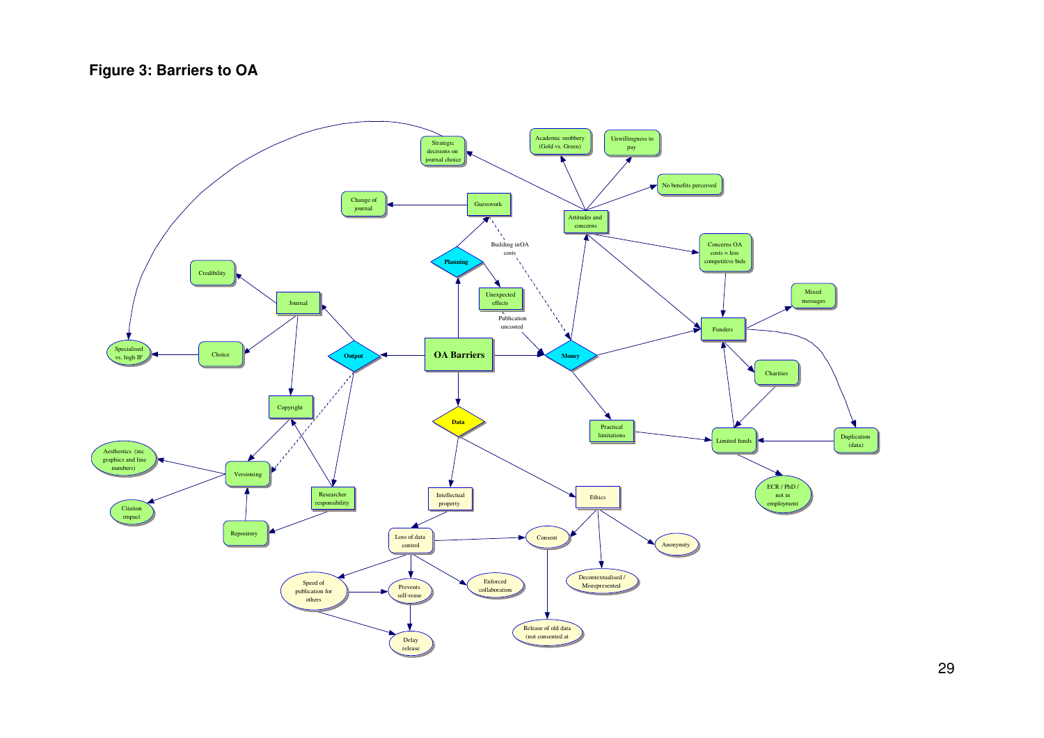**Figure 3: Barriers to OA**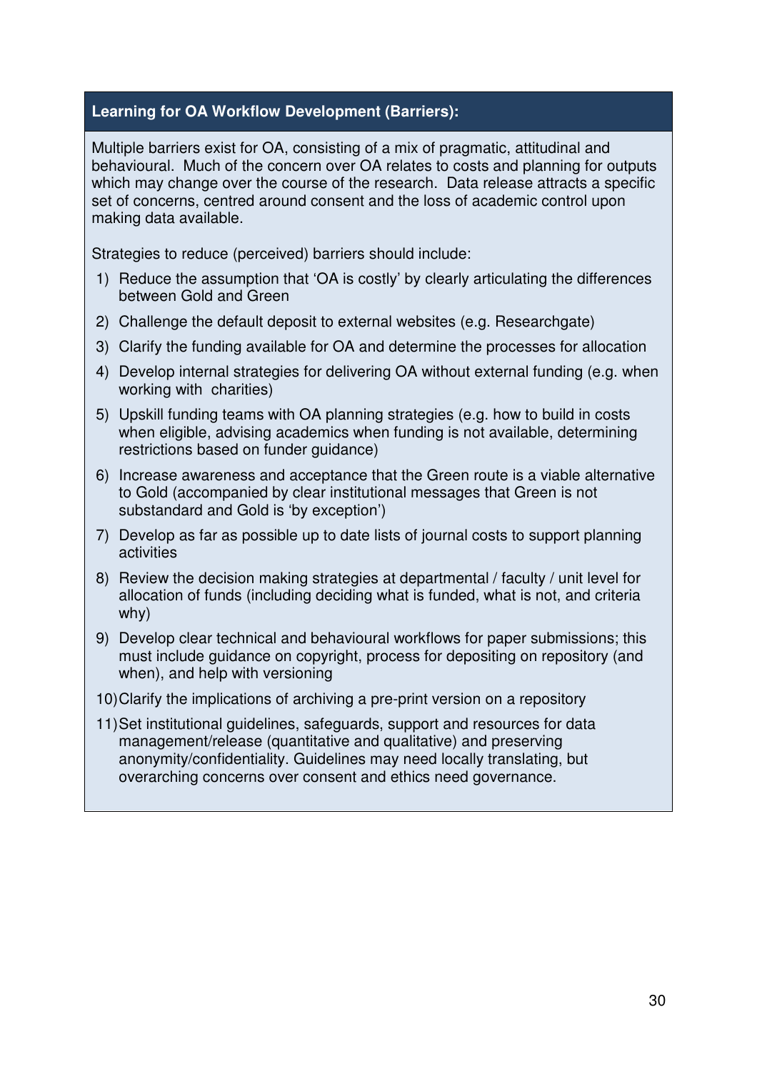**Learning for OA Workflow Development (Barriers):**

Multiple barriers exist for OA, consisting of a mix of pragmatic, attitudinal and behavioural. Much of the concern over OA relates to costs and planning for outputs which may change over the course of the research. Data release attracts a specific set of concerns, centred around consent and the loss of academic control upon making data available.

Strategies to reduce (perceived) barriers should include:

1) Reduce the assumption that 'OA is costly' by clearly articulating the differences between Gold and Green
2) Challenge the default deposit to external websites (e.g. Researchgate)
3) Clarify the funding available for OA and determine the processes for allocation
4) Develop internal strategies for delivering OA without external funding (e.g. when working with charities)
5) Upskill funding teams with OA planning strategies (e.g. how to build in costs when eligible, advising academics when funding is not available, determining restrictions based on funder guidance)
6) Increase awareness and acceptance that the Green route is a viable alternative to Gold (accompanied by clear institutional messages that Green is not substandard and Gold is 'by exception')
7) Develop as far as possible up to date lists of journal costs to support planning activities
8) Review the decision making strategies at departmental / faculty / unit level for allocation of funds (including deciding what is funded, what is not, and criteria why)
9) Develop clear technical and behavioural workflows for paper submissions; this must include guidance on copyright, process for depositing on repository (and when), and help with versioning
10) Clarify the implications of archiving a pre-print version on a repository
11) Set institutional guidelines, safeguards, support and resources for data management/release (quantitative and qualitative) and preserving anonymity/confidentiality. Guidelines may need locally translating, but overarching concerns over consent and ethics need governance.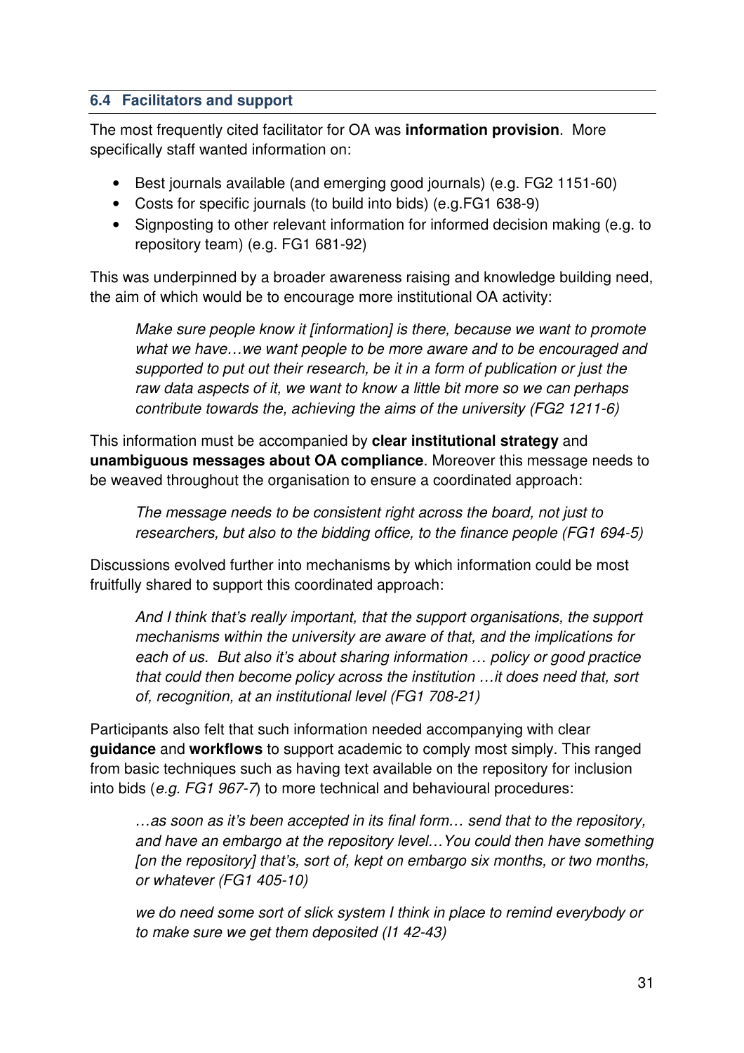### 6.4 Facilitators and support

The most frequently cited facilitator for OA was **information provision**. More specifically staff wanted information on:

- Best journals available (and emerging good journals) (e.g. FG2 1151-60)
- Costs for specific journals (to build into bids) (e.g.FG1 638-9)
- Signposting to other relevant information for informed decision making (e.g. to repository team) (e.g. FG1 681-92)

This was underpinned by a broader awareness raising and knowledge building need, the aim of which would be to encourage more institutional OA activity:

> *Make sure people know it [information] is there, because we want to promote what we have…we want people to be more aware and to be encouraged and supported to put out their research, be it in a form of publication or just the raw data aspects of it, we want to know a little bit more so we can perhaps contribute towards the, achieving the aims of the university (FG2 1211-6)*

This information must be accompanied by **clear institutional strategy** and **unambiguous messages about OA compliance**. Moreover this message needs to be weaved throughout the organisation to ensure a coordinated approach:

> *The message needs to be consistent right across the board, not just to researchers, but also to the bidding office, to the finance people (FG1 694-5)*

Discussions evolved further into mechanisms by which information could be most fruitfully shared to support this coordinated approach:

> *And I think that's really important, that the support organisations, the support mechanisms within the university are aware of that, and the implications for each of us. But also it's about sharing information … policy or good practice that could then become policy across the institution …it does need that, sort of, recognition, at an institutional level (FG1 708-21)*

Participants also felt that such information needed accompanying with clear **guidance** and **workflows** to support academic to comply most simply. This ranged from basic techniques such as having text available on the repository for inclusion into bids (*e.g. FG1 967-7*) to more technical and behavioural procedures:

> *…as soon as it's been accepted in its final form… send that to the repository, and have an embargo at the repository level…You could then have something [on the repository] that's, sort of, kept on embargo six months, or two months, or whatever (FG1 405-10)*

> *we do need some sort of slick system I think in place to remind everybody or to make sure we get them deposited (I1 42-43)*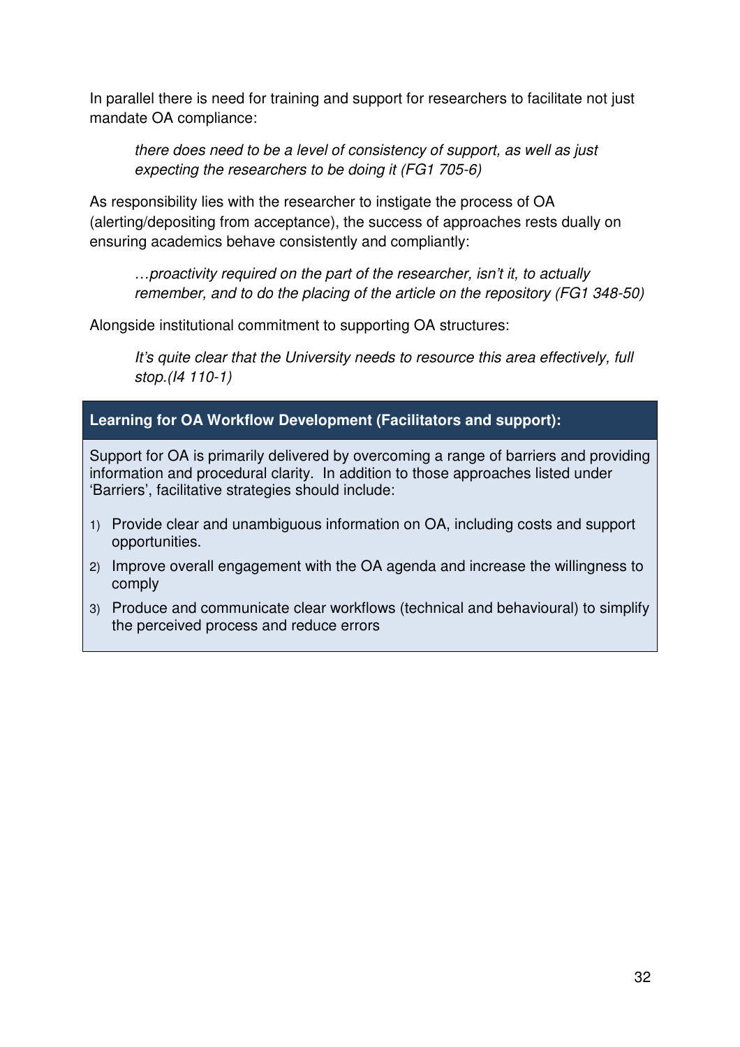In parallel there is need for training and support for researchers to facilitate not just mandate OA compliance:

> *there does need to be a level of consistency of support, as well as just expecting the researchers to be doing it (FG1 705-6)*

As responsibility lies with the researcher to instigate the process of OA (alerting/depositing from acceptance), the success of approaches rests dually on ensuring academics behave consistently and compliantly:

> *…proactivity required on the part of the researcher, isn't it, to actually remember, and to do the placing of the article on the repository (FG1 348-50)*

Alongside institutional commitment to supporting OA structures:

> *It's quite clear that the University needs to resource this area effectively, full stop.(I4 110-1)*

**Learning for OA Workflow Development (Facilitators and support):**

Support for OA is primarily delivered by overcoming a range of barriers and providing information and procedural clarity. In addition to those approaches listed under 'Barriers', facilitative strategies should include:

1) Provide clear and unambiguous information on OA, including costs and support opportunities.
2) Improve overall engagement with the OA agenda and increase the willingness to comply
3) Produce and communicate clear workflows (technical and behavioural) to simplify the perceived process and reduce errors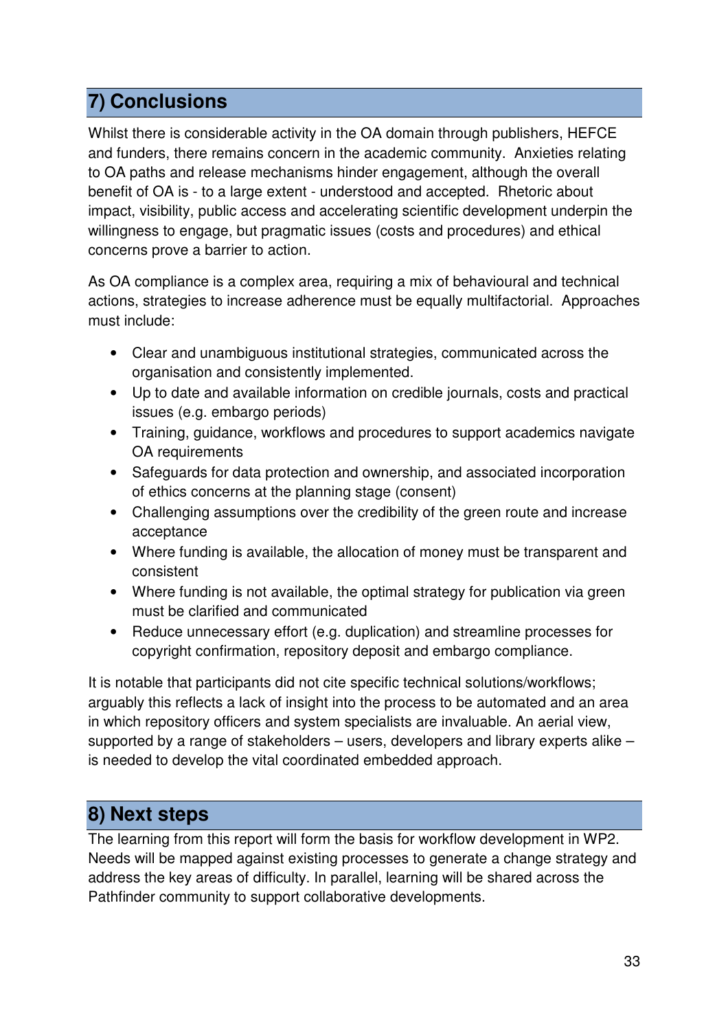## 7) Conclusions

Whilst there is considerable activity in the OA domain through publishers, HEFCE and funders, there remains concern in the academic community. Anxieties relating to OA paths and release mechanisms hinder engagement, although the overall benefit of OA is - to a large extent - understood and accepted. Rhetoric about impact, visibility, public access and accelerating scientific development underpin the willingness to engage, but pragmatic issues (costs and procedures) and ethical concerns prove a barrier to action.

As OA compliance is a complex area, requiring a mix of behavioural and technical actions, strategies to increase adherence must be equally multifactorial. Approaches must include:

- Clear and unambiguous institutional strategies, communicated across the organisation and consistently implemented.
- Up to date and available information on credible journals, costs and practical issues (e.g. embargo periods)
- Training, guidance, workflows and procedures to support academics navigate OA requirements
- Safeguards for data protection and ownership, and associated incorporation of ethics concerns at the planning stage (consent)
- Challenging assumptions over the credibility of the green route and increase acceptance
- Where funding is available, the allocation of money must be transparent and consistent
- Where funding is not available, the optimal strategy for publication via green must be clarified and communicated
- Reduce unnecessary effort (e.g. duplication) and streamline processes for copyright confirmation, repository deposit and embargo compliance.

It is notable that participants did not cite specific technical solutions/workflows; arguably this reflects a lack of insight into the process to be automated and an area in which repository officers and system specialists are invaluable. An aerial view, supported by a range of stakeholders – users, developers and library experts alike – is needed to develop the vital coordinated embedded approach.

## 8) Next steps

The learning from this report will form the basis for workflow development in WP2. Needs will be mapped against existing processes to generate a change strategy and address the key areas of difficulty. In parallel, learning will be shared across the Pathfinder community to support collaborative developments.